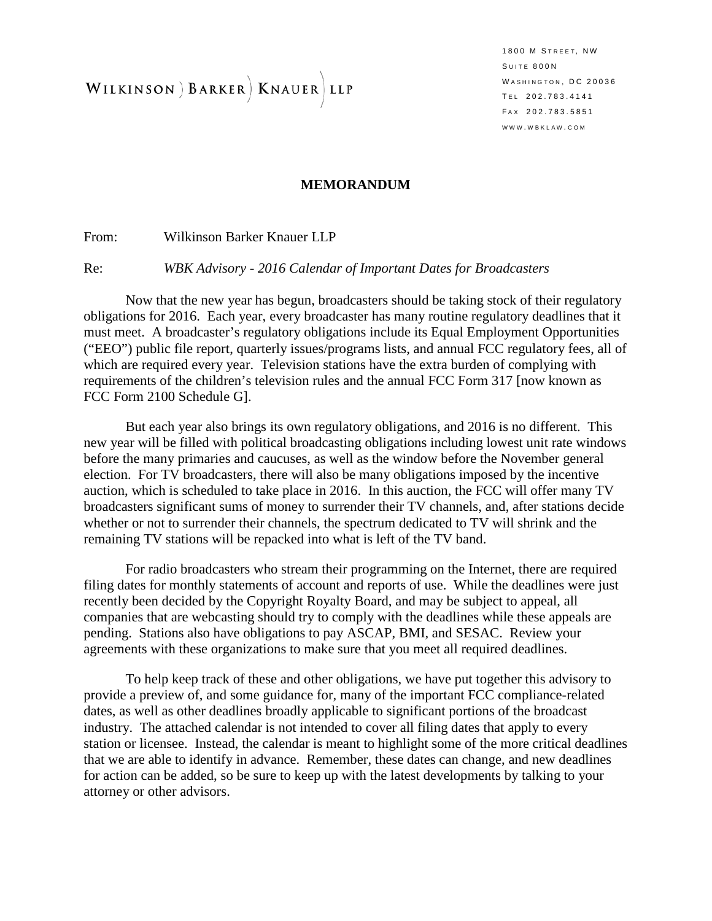WILKINSON ) BARKER ) KNAUER ) LLP

1800 M STREET, NW
SUITE 800N
WASHINGTON, DC 20036
TEL 202.783.4141
FAX 202.783.5851
WWW.WBKLAW.COM

# MEMORANDUM

From: Wilkinson Barker Knauer LLP

Re: *WBK Advisory - 2016 Calendar of Important Dates for Broadcasters*

Now that the new year has begun, broadcasters should be taking stock of their regulatory obligations for 2016. Each year, every broadcaster has many routine regulatory deadlines that it must meet. A broadcaster's regulatory obligations include its Equal Employment Opportunities ("EEO") public file report, quarterly issues/programs lists, and annual FCC regulatory fees, all of which are required every year. Television stations have the extra burden of complying with requirements of the children's television rules and the annual FCC Form 317 [now known as FCC Form 2100 Schedule G].

But each year also brings its own regulatory obligations, and 2016 is no different. This new year will be filled with political broadcasting obligations including lowest unit rate windows before the many primaries and caucuses, as well as the window before the November general election. For TV broadcasters, there will also be many obligations imposed by the incentive auction, which is scheduled to take place in 2016. In this auction, the FCC will offer many TV broadcasters significant sums of money to surrender their TV channels, and, after stations decide whether or not to surrender their channels, the spectrum dedicated to TV will shrink and the remaining TV stations will be repacked into what is left of the TV band.

For radio broadcasters who stream their programming on the Internet, there are required filing dates for monthly statements of account and reports of use. While the deadlines were just recently been decided by the Copyright Royalty Board, and may be subject to appeal, all companies that are webcasting should try to comply with the deadlines while these appeals are pending. Stations also have obligations to pay ASCAP, BMI, and SESAC. Review your agreements with these organizations to make sure that you meet all required deadlines.

To help keep track of these and other obligations, we have put together this advisory to provide a preview of, and some guidance for, many of the important FCC compliance-related dates, as well as other deadlines broadly applicable to significant portions of the broadcast industry. The attached calendar is not intended to cover all filing dates that apply to every station or licensee. Instead, the calendar is meant to highlight some of the more critical deadlines that we are able to identify in advance. Remember, these dates can change, and new deadlines for action can be added, so be sure to keep up with the latest developments by talking to your attorney or other advisors.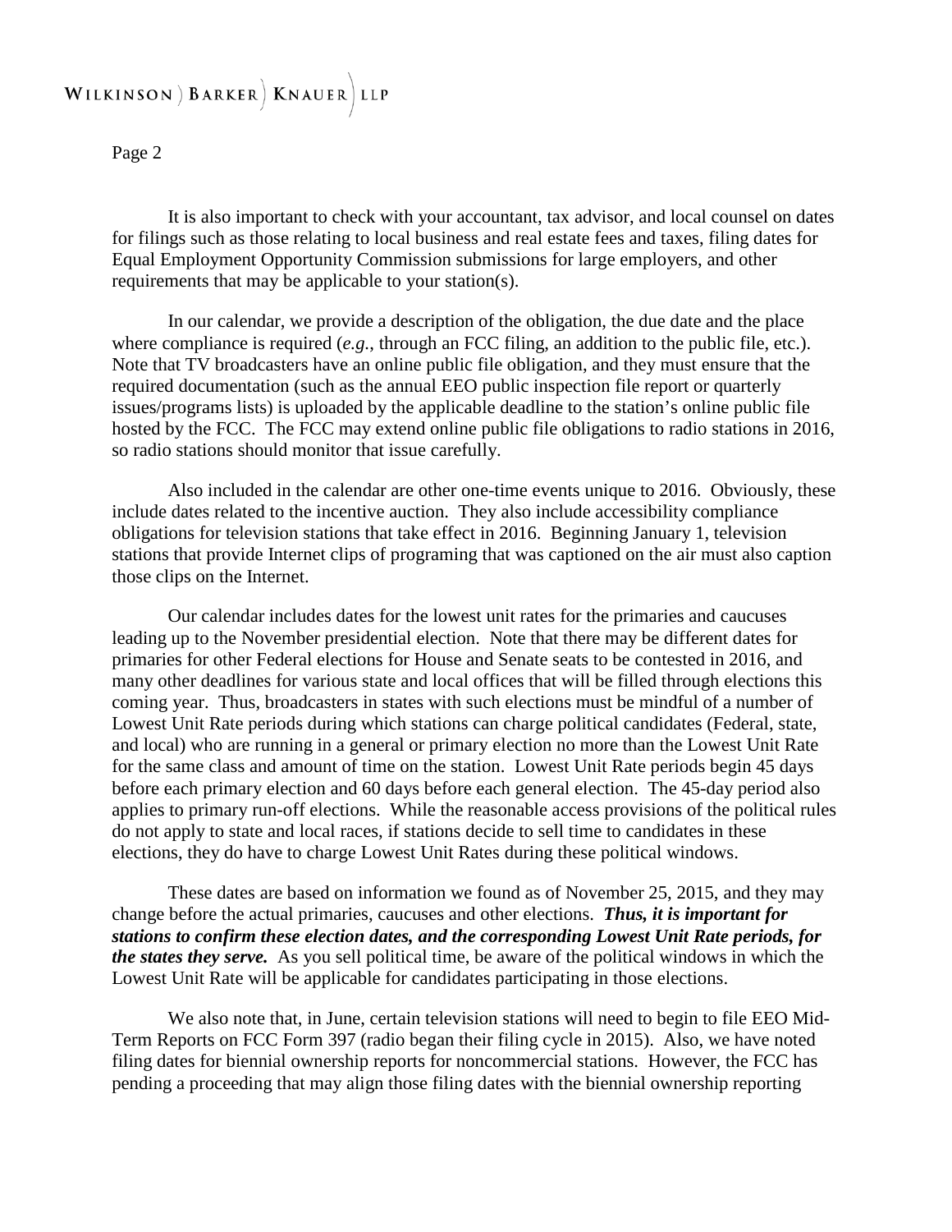It is also important to check with your accountant, tax advisor, and local counsel on dates for filings such as those relating to local business and real estate fees and taxes, filing dates for Equal Employment Opportunity Commission submissions for large employers, and other requirements that may be applicable to your station(s).

In our calendar, we provide a description of the obligation, the due date and the place where compliance is required (*e.g.*, through an FCC filing, an addition to the public file, etc.). Note that TV broadcasters have an online public file obligation, and they must ensure that the required documentation (such as the annual EEO public inspection file report or quarterly issues/programs lists) is uploaded by the applicable deadline to the station's online public file hosted by the FCC. The FCC may extend online public file obligations to radio stations in 2016, so radio stations should monitor that issue carefully.

Also included in the calendar are other one-time events unique to 2016. Obviously, these include dates related to the incentive auction. They also include accessibility compliance obligations for television stations that take effect in 2016. Beginning January 1, television stations that provide Internet clips of programing that was captioned on the air must also caption those clips on the Internet.

Our calendar includes dates for the lowest unit rates for the primaries and caucuses leading up to the November presidential election. Note that there may be different dates for primaries for other Federal elections for House and Senate seats to be contested in 2016, and many other deadlines for various state and local offices that will be filled through elections this coming year. Thus, broadcasters in states with such elections must be mindful of a number of Lowest Unit Rate periods during which stations can charge political candidates (Federal, state, and local) who are running in a general or primary election no more than the Lowest Unit Rate for the same class and amount of time on the station. Lowest Unit Rate periods begin 45 days before each primary election and 60 days before each general election. The 45-day period also applies to primary run-off elections. While the reasonable access provisions of the political rules do not apply to state and local races, if stations decide to sell time to candidates in these elections, they do have to charge Lowest Unit Rates during these political windows.

These dates are based on information we found as of November 25, 2015, and they may change before the actual primaries, caucuses and other elections. ***Thus, it is important for stations to confirm these election dates, and the corresponding Lowest Unit Rate periods, for the states they serve.*** As you sell political time, be aware of the political windows in which the Lowest Unit Rate will be applicable for candidates participating in those elections.

We also note that, in June, certain television stations will need to begin to file EEO Mid-Term Reports on FCC Form 397 (radio began their filing cycle in 2015). Also, we have noted filing dates for biennial ownership reports for noncommercial stations. However, the FCC has pending a proceeding that may align those filing dates with the biennial ownership reporting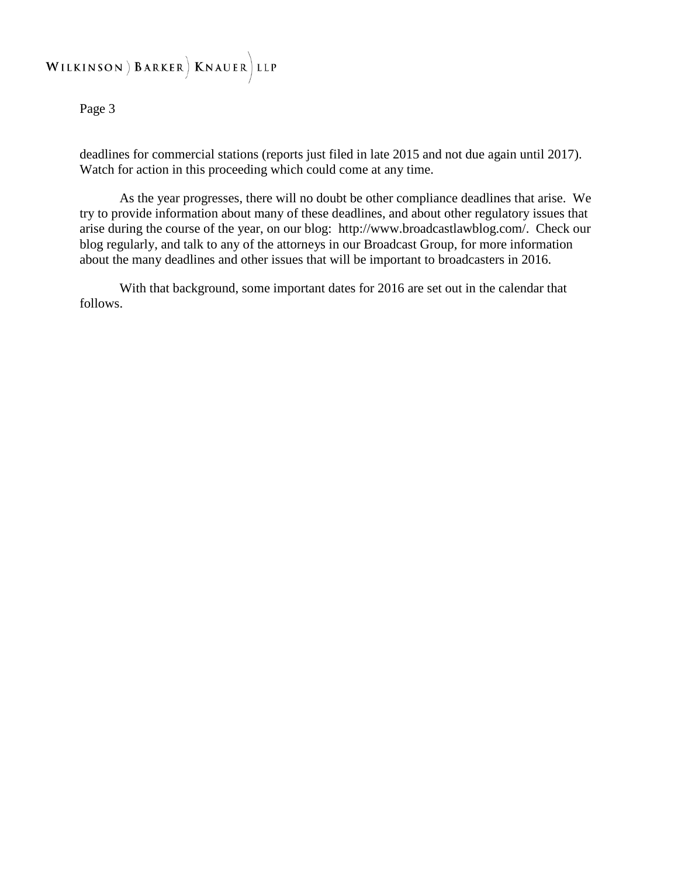deadlines for commercial stations (reports just filed in late 2015 and not due again until 2017). Watch for action in this proceeding which could come at any time.

As the year progresses, there will no doubt be other compliance deadlines that arise. We try to provide information about many of these deadlines, and about other regulatory issues that arise during the course of the year, on our blog: http://www.broadcastlawblog.com/. Check our blog regularly, and talk to any of the attorneys in our Broadcast Group, for more information about the many deadlines and other issues that will be important to broadcasters in 2016.

With that background, some important dates for 2016 are set out in the calendar that follows.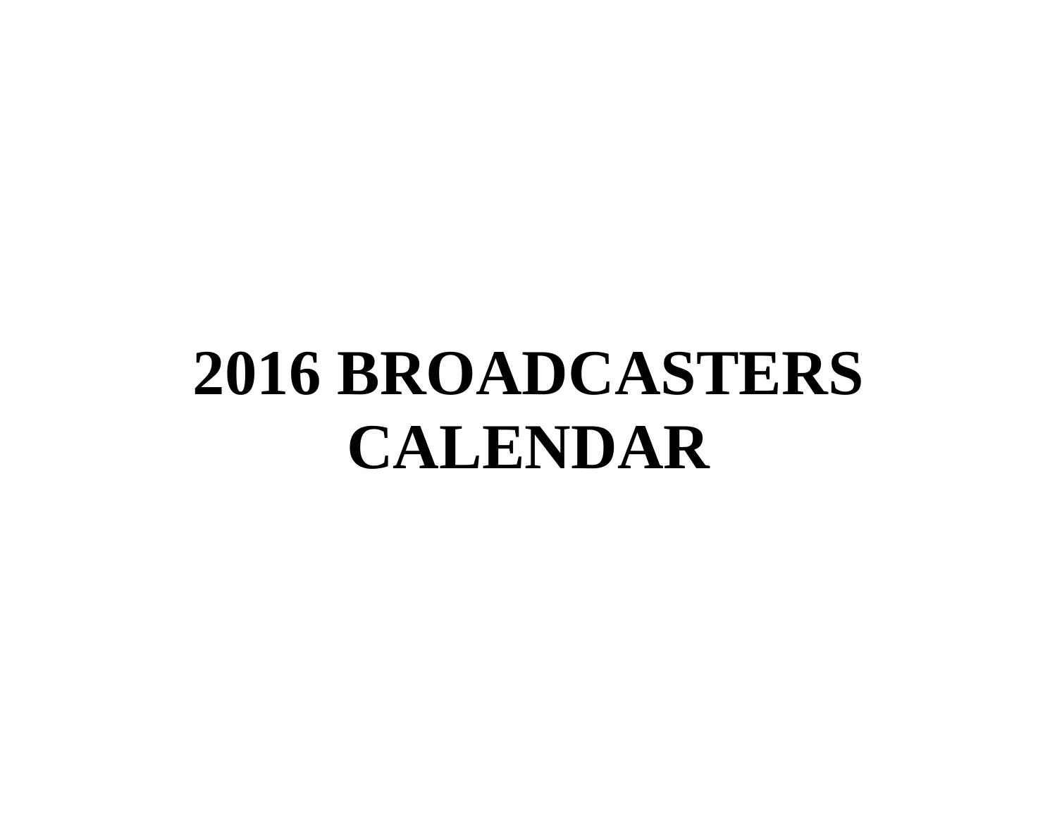# 2016 BROADCASTERS CALENDAR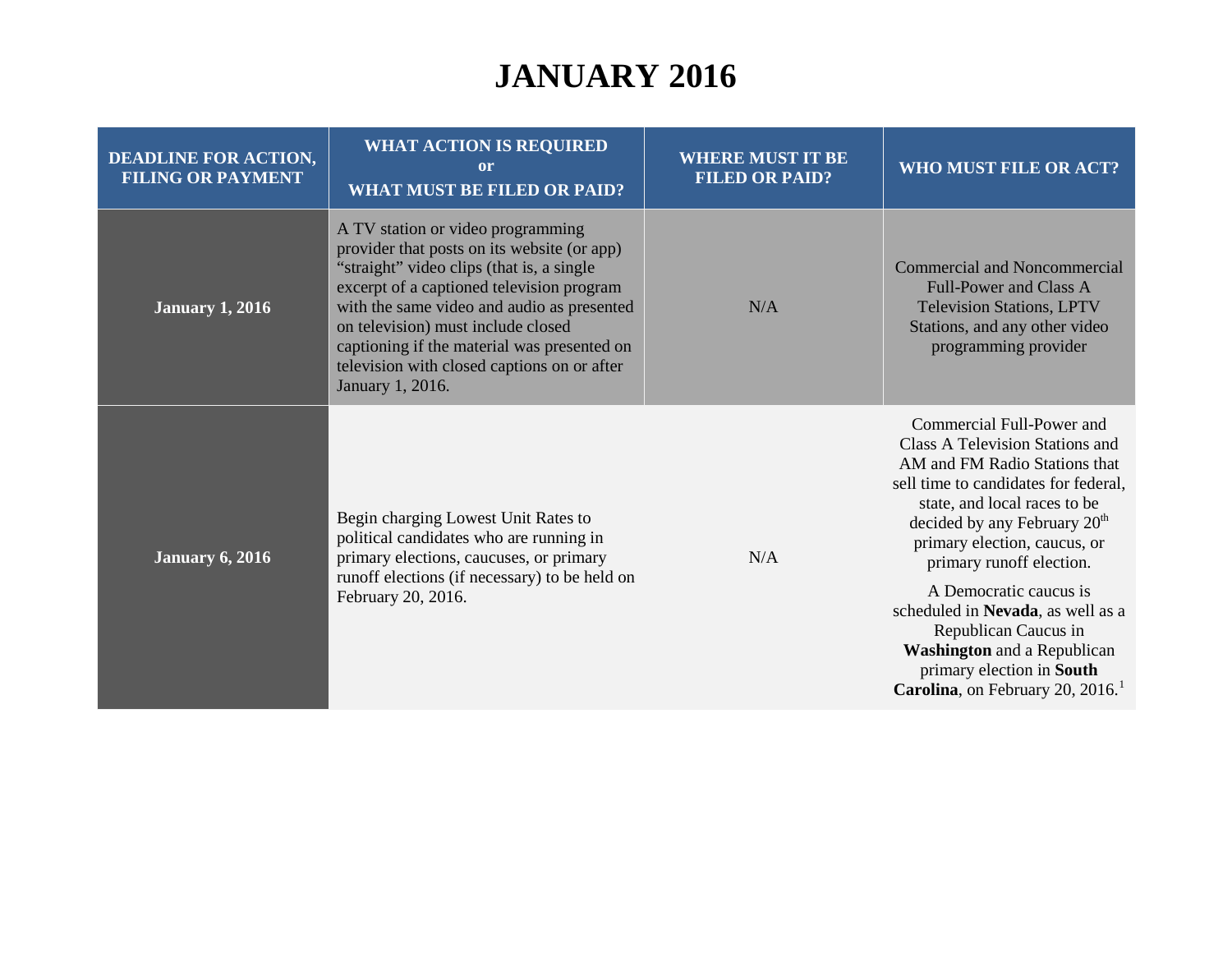# JANUARY 2016

| DEADLINE FOR ACTION, FILING OR PAYMENT | WHAT ACTION IS REQUIRED or WHAT MUST BE FILED OR PAID? | WHERE MUST IT BE FILED OR PAID? | WHO MUST FILE OR ACT? |
|---|---|---|---|
| **January 1, 2016** | A TV station or video programming provider that posts on its website (or app) "straight" video clips (that is, a single excerpt of a captioned television program with the same video and audio as presented on television) must include closed captioning if the material was presented on television with closed captions on or after January 1, 2016. | N/A | Commercial and Noncommercial Full-Power and Class A Television Stations, LPTV Stations, and any other video programming provider |
| **January 6, 2016** | Begin charging Lowest Unit Rates to political candidates who are running in primary elections, caucuses, or primary runoff elections (if necessary) to be held on February 20, 2016. | N/A | Commercial Full-Power and Class A Television Stations and AM and FM Radio Stations that sell time to candidates for federal, state, and local races to be decided by any February 20th primary election, caucus, or primary runoff election. A Democratic caucus is scheduled in **Nevada**, as well as a Republican Caucus in **Washington** and a Republican primary election in **South Carolina**, on February 20, 2016.[1] |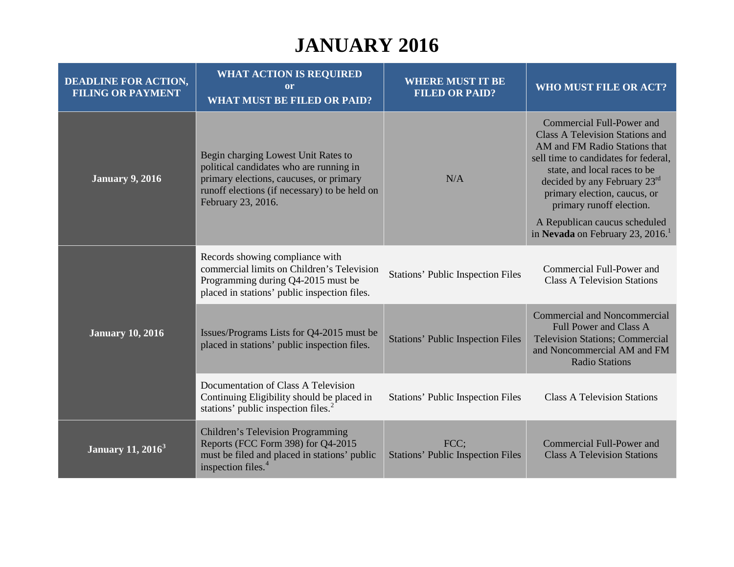# JANUARY 2016

| DEADLINE FOR ACTION, FILING OR PAYMENT | WHAT ACTION IS REQUIRED or WHAT MUST BE FILED OR PAID? | WHERE MUST IT BE FILED OR PAID? | WHO MUST FILE OR ACT? |
|---|---|---|---|
| **January 9, 2016** | Begin charging Lowest Unit Rates to political candidates who are running in primary elections, caucuses, or primary runoff elections (if necessary) to be held on February 23, 2016. | N/A | Commercial Full-Power and Class A Television Stations and AM and FM Radio Stations that sell time to candidates for federal, state, and local races to be decided by any February 23rd primary election, caucus, or primary runoff election.<br><br>A Republican caucus scheduled in **Nevada** on February 23, 2016.[1] |
| **January 10, 2016** | Records showing compliance with commercial limits on Children's Television Programming during Q4-2015 must be placed in stations' public inspection files. | Stations' Public Inspection Files | Commercial Full-Power and Class A Television Stations |
| | Issues/Programs Lists for Q4-2015 must be placed in stations' public inspection files. | Stations' Public Inspection Files | Commercial and Noncommercial Full Power and Class A Television Stations; Commercial and Noncommercial AM and FM Radio Stations |
| | Documentation of Class A Television Continuing Eligibility should be placed in stations' public inspection files.[2] | Stations' Public Inspection Files | Class A Television Stations |
| **January 11, 2016[3]** | Children's Television Programming Reports (FCC Form 398) for Q4-2015 must be filed and placed in stations' public inspection files.[4] | FCC;<br>Stations' Public Inspection Files | Commercial Full-Power and Class A Television Stations |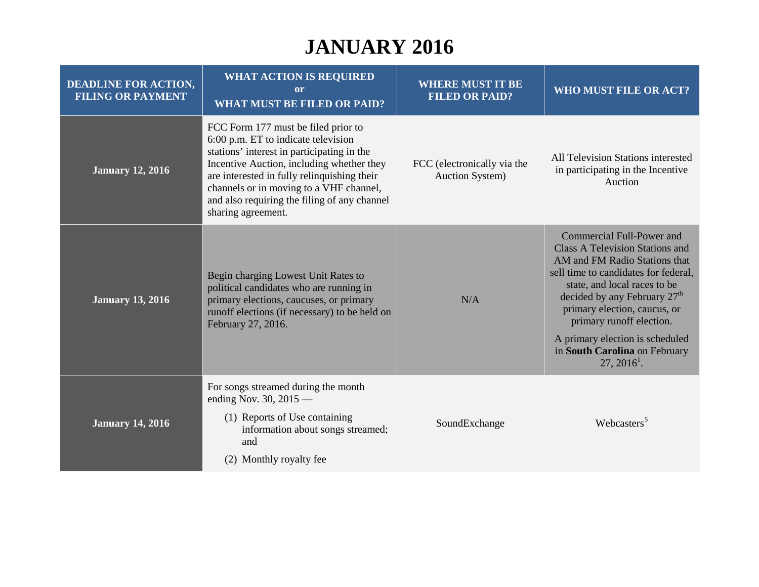# JANUARY 2016

| DEADLINE FOR ACTION, FILING OR PAYMENT | WHAT ACTION IS REQUIRED or WHAT MUST BE FILED OR PAID? | WHERE MUST IT BE FILED OR PAID? | WHO MUST FILE OR ACT? |
|---|---|---|---|
| **January 12, 2016** | FCC Form 177 must be filed prior to 6:00 p.m. ET to indicate television stations' interest in participating in the Incentive Auction, including whether they are interested in fully relinquishing their channels or in moving to a VHF channel, and also requiring the filing of any channel sharing agreement. | FCC (electronically via the Auction System) | All Television Stations interested in participating in the Incentive Auction |
| **January 13, 2016** | Begin charging Lowest Unit Rates to political candidates who are running in primary elections, caucuses, or primary runoff elections (if necessary) to be held on February 27, 2016. | N/A | Commercial Full-Power and Class A Television Stations and AM and FM Radio Stations that sell time to candidates for federal, state, and local races to be decided by any February 27th primary election, caucus, or primary runoff election.<br><br>A primary election is scheduled in **South Carolina** on February 27, 2016[1]. |
| **January 14, 2016** | For songs streamed during the month ending Nov. 30, 2015 —<br><br>(1) Reports of Use containing information about songs streamed; and<br><br>(2) Monthly royalty fee | SoundExchange | Webcasters[5] |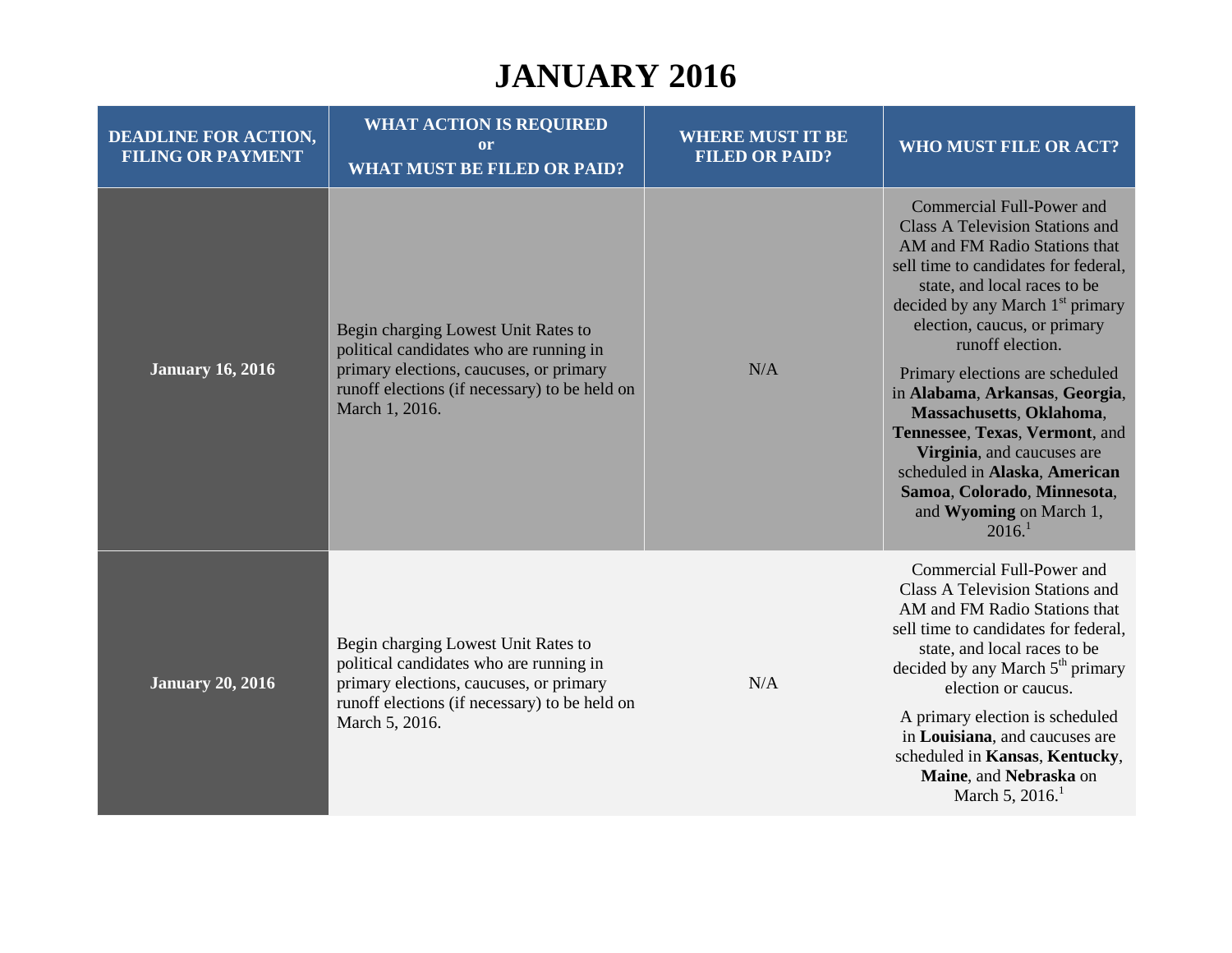# JANUARY 2016

| DEADLINE FOR ACTION, FILING OR PAYMENT | WHAT ACTION IS REQUIRED or WHAT MUST BE FILED OR PAID? | WHERE MUST IT BE FILED OR PAID? | WHO MUST FILE OR ACT? |
|---|---|---|---|
| **January 16, 2016** | Begin charging Lowest Unit Rates to political candidates who are running in primary elections, caucuses, or primary runoff elections (if necessary) to be held on March 1, 2016. | N/A | Commercial Full-Power and Class A Television Stations and AM and FM Radio Stations that sell time to candidates for federal, state, and local races to be decided by any March 1st primary election, caucus, or primary runoff election. Primary elections are scheduled in **Alabama**, **Arkansas**, **Georgia**, **Massachusetts**, **Oklahoma**, **Tennessee**, **Texas**, **Vermont**, and **Virginia**, and caucuses are scheduled in **Alaska**, **American Samoa**, **Colorado**, **Minnesota**, and **Wyoming** on March 1, 2016.[1] |
| **January 20, 2016** | Begin charging Lowest Unit Rates to political candidates who are running in primary elections, caucuses, or primary runoff elections (if necessary) to be held on March 5, 2016. | N/A | Commercial Full-Power and Class A Television Stations and AM and FM Radio Stations that sell time to candidates for federal, state, and local races to be decided by any March 5th primary election or caucus. A primary election is scheduled in **Louisiana**, and caucuses are scheduled in **Kansas**, **Kentucky**, **Maine**, and **Nebraska** on March 5, 2016.[1] |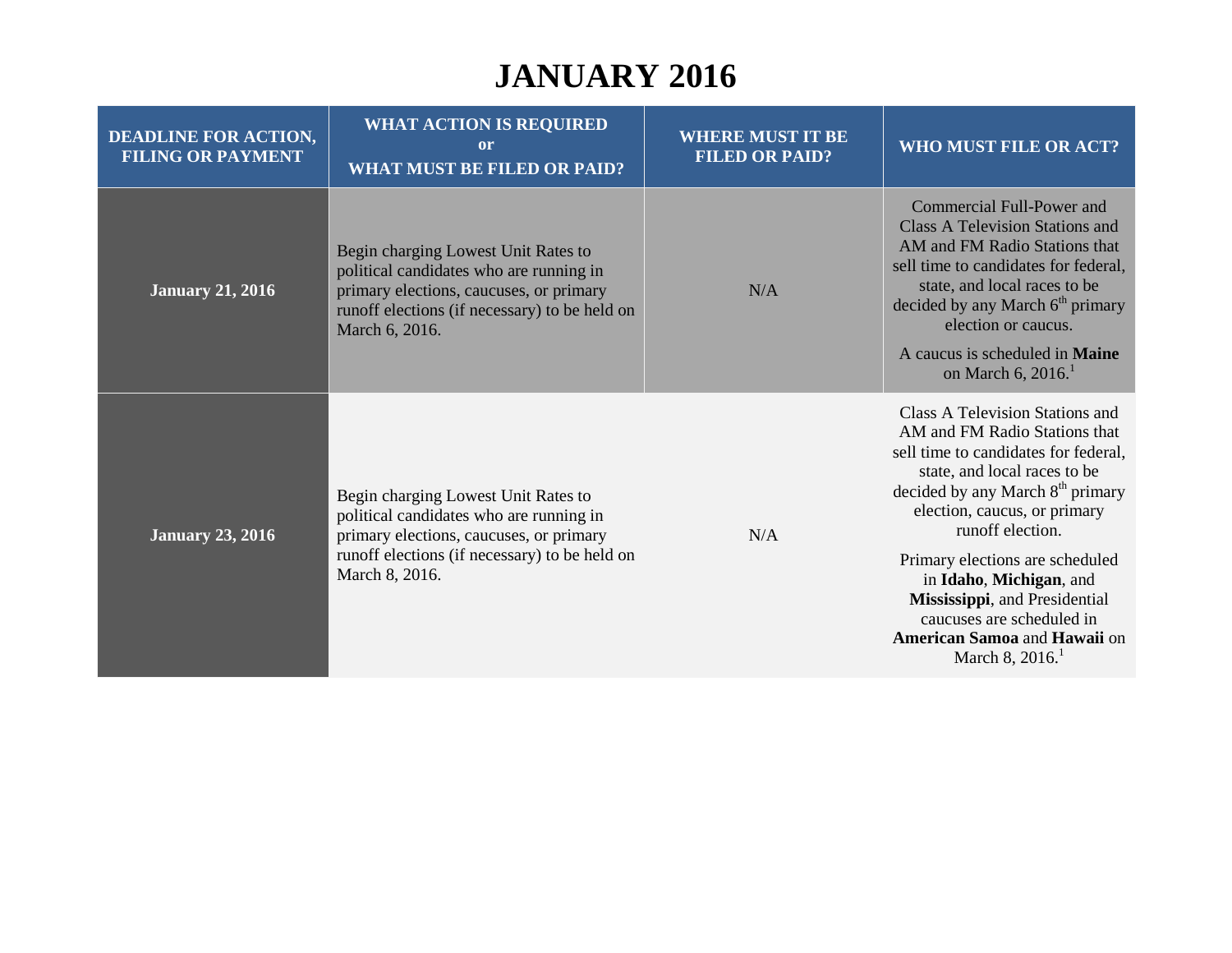# JANUARY 2016

| DEADLINE FOR ACTION, FILING OR PAYMENT | WHAT ACTION IS REQUIRED or WHAT MUST BE FILED OR PAID? | WHERE MUST IT BE FILED OR PAID? | WHO MUST FILE OR ACT? |
|---|---|---|---|
| **January 21, 2016** | Begin charging Lowest Unit Rates to political candidates who are running in primary elections, caucuses, or primary runoff elections (if necessary) to be held on March 6, 2016. | N/A | Commercial Full-Power and Class A Television Stations and AM and FM Radio Stations that sell time to candidates for federal, state, and local races to be decided by any March 6th primary election or caucus. A caucus is scheduled in **Maine** on March 6, 2016.[1] |
| **January 23, 2016** | Begin charging Lowest Unit Rates to political candidates who are running in primary elections, caucuses, or primary runoff elections (if necessary) to be held on March 8, 2016. | N/A | Class A Television Stations and AM and FM Radio Stations that sell time to candidates for federal, state, and local races to be decided by any March 8th primary election, caucus, or primary runoff election. Primary elections are scheduled in **Idaho**, **Michigan**, and **Mississippi**, and Presidential caucuses are scheduled in **American Samoa** and **Hawaii** on March 8, 2016.[1] |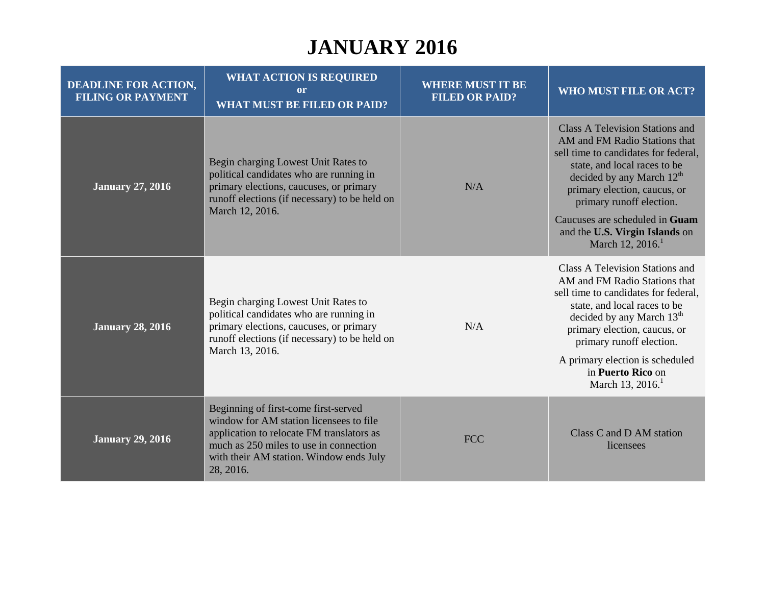# JANUARY 2016

| DEADLINE FOR ACTION, FILING OR PAYMENT | WHAT ACTION IS REQUIRED or WHAT MUST BE FILED OR PAID? | WHERE MUST IT BE FILED OR PAID? | WHO MUST FILE OR ACT? |
|---|---|---|---|
| **January 27, 2016** | Begin charging Lowest Unit Rates to political candidates who are running in primary elections, caucuses, or primary runoff elections (if necessary) to be held on March 12, 2016. | N/A | Class A Television Stations and AM and FM Radio Stations that sell time to candidates for federal, state, and local races to be decided by any March 12th primary election, caucus, or primary runoff election. Caucuses are scheduled in **Guam** and the **U.S. Virgin Islands** on March 12, 2016.[1] |
| **January 28, 2016** | Begin charging Lowest Unit Rates to political candidates who are running in primary elections, caucuses, or primary runoff elections (if necessary) to be held on March 13, 2016. | N/A | Class A Television Stations and AM and FM Radio Stations that sell time to candidates for federal, state, and local races to be decided by any March 13th primary election, caucus, or primary runoff election. A primary election is scheduled in **Puerto Rico** on March 13, 2016.[1] |
| **January 29, 2016** | Beginning of first-come first-served window for AM station licensees to file application to relocate FM translators as much as 250 miles to use in connection with their AM station. Window ends July 28, 2016. | FCC | Class C and D AM station licensees |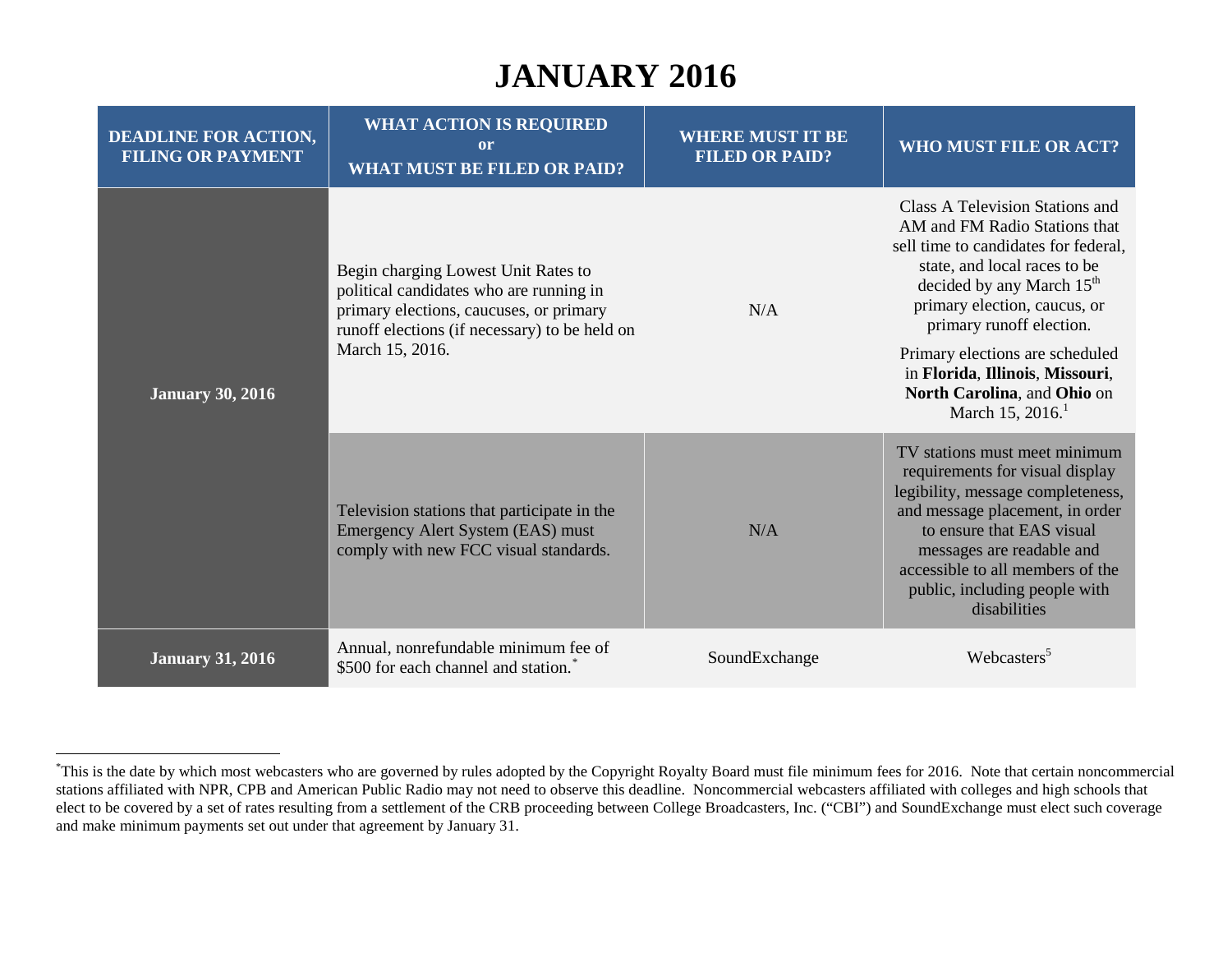# JANUARY 2016

| DEADLINE FOR ACTION, FILING OR PAYMENT | WHAT ACTION IS REQUIRED or WHAT MUST BE FILED OR PAID? | WHERE MUST IT BE FILED OR PAID? | WHO MUST FILE OR ACT? |
|---|---|---|---|
| **January 30, 2016** | Begin charging Lowest Unit Rates to political candidates who are running in primary elections, caucuses, or primary runoff elections (if necessary) to be held on March 15, 2016. | N/A | Class A Television Stations and AM and FM Radio Stations that sell time to candidates for federal, state, and local races to be decided by any March 15th primary election, caucus, or primary runoff election. Primary elections are scheduled in **Florida**, **Illinois**, **Missouri**, **North Carolina**, and **Ohio** on March 15, 2016.[1] |
| | Television stations that participate in the Emergency Alert System (EAS) must comply with new FCC visual standards. | N/A | TV stations must meet minimum requirements for visual display legibility, message completeness, and message placement, in order to ensure that EAS visual messages are readable and accessible to all members of the public, including people with disabilities |
| **January 31, 2016** | Annual, nonrefundable minimum fee of $500 for each channel and station.[*] | SoundExchange | Webcasters[5] |

[*] This is the date by which most webcasters who are governed by rules adopted by the Copyright Royalty Board must file minimum fees for 2016. Note that certain noncommercial stations affiliated with NPR, CPB and American Public Radio may not need to observe this deadline. Noncommercial webcasters affiliated with colleges and high schools that elect to be covered by a set of rates resulting from a settlement of the CRB proceeding between College Broadcasters, Inc. ("CBI") and SoundExchange must elect such coverage and make minimum payments set out under that agreement by January 31.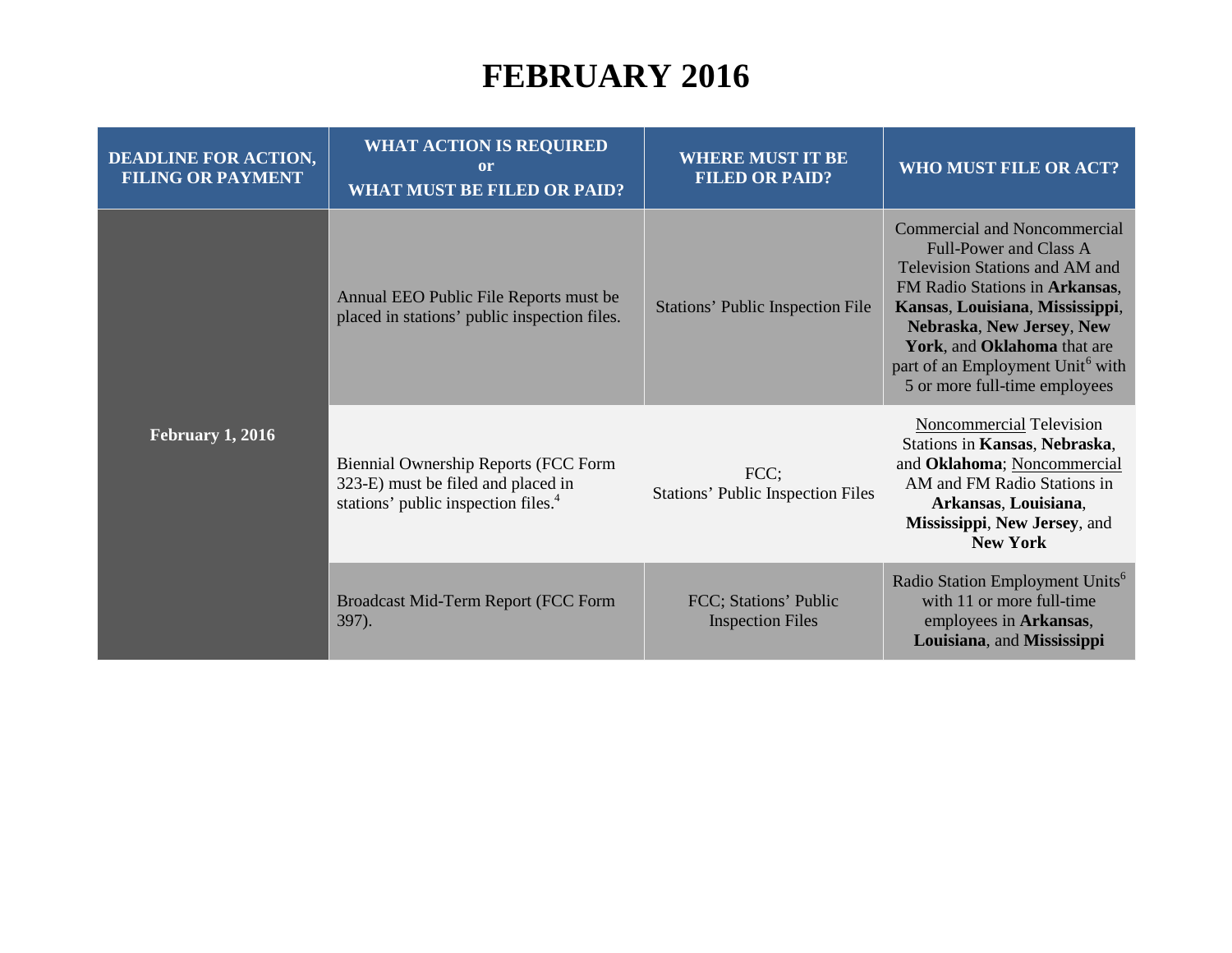# FEBRUARY 2016

| DEADLINE FOR ACTION, FILING OR PAYMENT | WHAT ACTION IS REQUIRED or WHAT MUST BE FILED OR PAID? | WHERE MUST IT BE FILED OR PAID? | WHO MUST FILE OR ACT? |
|---|---|---|---|
| **February 1, 2016** | Annual EEO Public File Reports must be placed in stations' public inspection files. | Stations' Public Inspection File | Commercial and Noncommercial Full-Power and Class A Television Stations and AM and FM Radio Stations in **Arkansas**, **Kansas**, **Louisiana**, **Mississippi**, **Nebraska**, **New Jersey**, **New York**, and **Oklahoma** that are part of an Employment Unit[6] with 5 or more full-time employees |
| | Biennial Ownership Reports (FCC Form 323-E) must be filed and placed in stations' public inspection files.[4] | FCC; Stations' Public Inspection Files | Noncommercial Television Stations in **Kansas**, **Nebraska**, and **Oklahoma**; Noncommercial AM and FM Radio Stations in **Arkansas**, **Louisiana**, **Mississippi**, **New Jersey**, and **New York** |
| | Broadcast Mid-Term Report (FCC Form 397). | FCC; Stations' Public Inspection Files | Radio Station Employment Units[6] with 11 or more full-time employees in **Arkansas**, **Louisiana**, and **Mississippi** |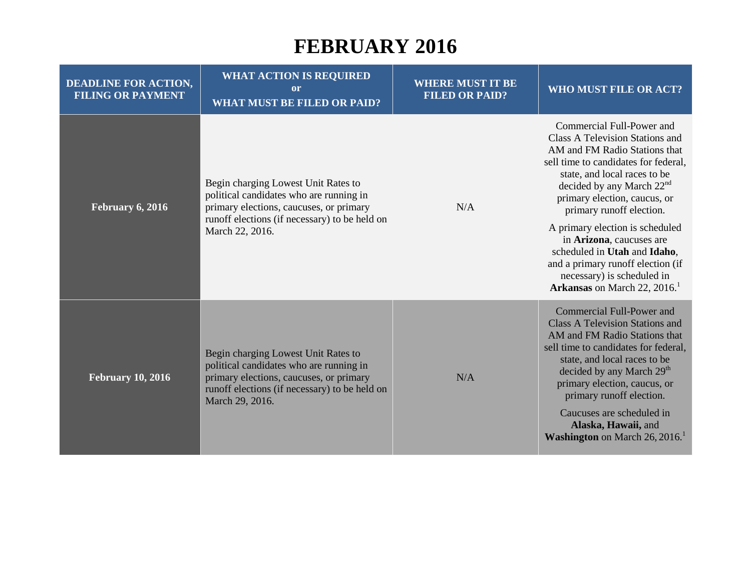# FEBRUARY 2016

| DEADLINE FOR ACTION, FILING OR PAYMENT | WHAT ACTION IS REQUIRED or WHAT MUST BE FILED OR PAID? | WHERE MUST IT BE FILED OR PAID? | WHO MUST FILE OR ACT? |
| --- | --- | --- | --- |
| **February 6, 2016** | Begin charging Lowest Unit Rates to political candidates who are running in primary elections, caucuses, or primary runoff elections (if necessary) to be held on March 22, 2016. | N/A | Commercial Full-Power and Class A Television Stations and AM and FM Radio Stations that sell time to candidates for federal, state, and local races to be decided by any March 22nd primary election, caucus, or primary runoff election.<br><br>A primary election is scheduled in **Arizona**, caucuses are scheduled in **Utah** and **Idaho**, and a primary runoff election (if necessary) is scheduled in **Arkansas** on March 22, 2016.[1] |
| **February 10, 2016** | Begin charging Lowest Unit Rates to political candidates who are running in primary elections, caucuses, or primary runoff elections (if necessary) to be held on March 29, 2016. | N/A | Commercial Full-Power and Class A Television Stations and AM and FM Radio Stations that sell time to candidates for federal, state, and local races to be decided by any March 29th primary election, caucus, or primary runoff election.<br><br>Caucuses are scheduled in **Alaska, Hawaii,** and **Washington** on March 26, 2016.[1] |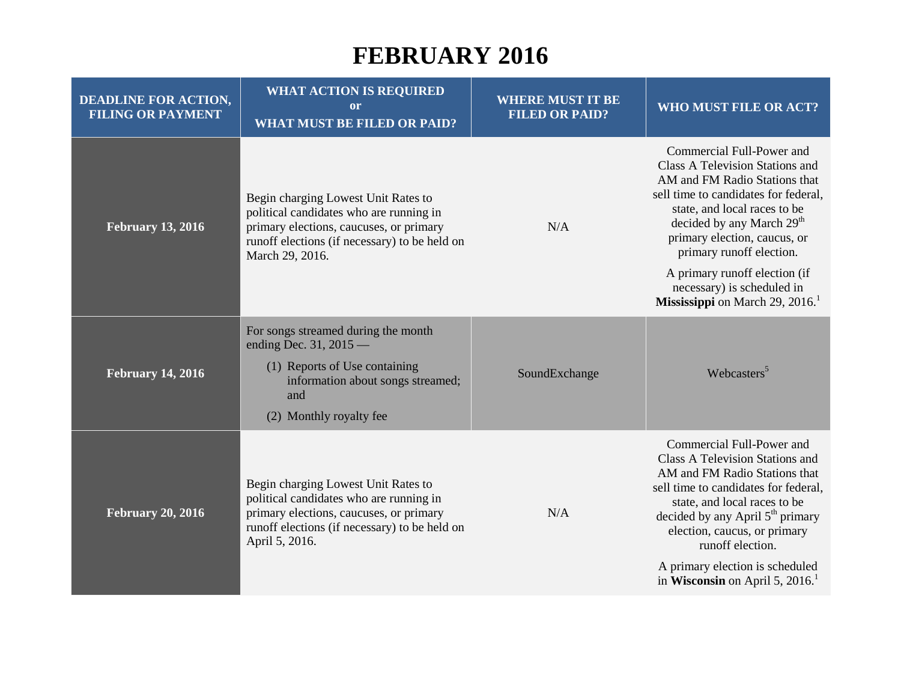# FEBRUARY 2016

| DEADLINE FOR ACTION, FILING OR PAYMENT | WHAT ACTION IS REQUIRED or WHAT MUST BE FILED OR PAID? | WHERE MUST IT BE FILED OR PAID? | WHO MUST FILE OR ACT? |
|---|---|---|---|
| **February 13, 2016** | Begin charging Lowest Unit Rates to political candidates who are running in primary elections, caucuses, or primary runoff elections (if necessary) to be held on March 29, 2016. | N/A | Commercial Full-Power and Class A Television Stations and AM and FM Radio Stations that sell time to candidates for federal, state, and local races to be decided by any March 29th primary election, caucus, or primary runoff election. A primary runoff election (if necessary) is scheduled in **Mississippi** on March 29, 2016.[1] |
| **February 14, 2016** | For songs streamed during the month ending Dec. 31, 2015 — (1) Reports of Use containing information about songs streamed; and (2) Monthly royalty fee | SoundExchange | Webcasters[5] |
| **February 20, 2016** | Begin charging Lowest Unit Rates to political candidates who are running in primary elections, caucuses, or primary runoff elections (if necessary) to be held on April 5, 2016. | N/A | Commercial Full-Power and Class A Television Stations and AM and FM Radio Stations that sell time to candidates for federal, state, and local races to be decided by any April 5th primary election, caucus, or primary runoff election. A primary election is scheduled in **Wisconsin** on April 5, 2016.[1] |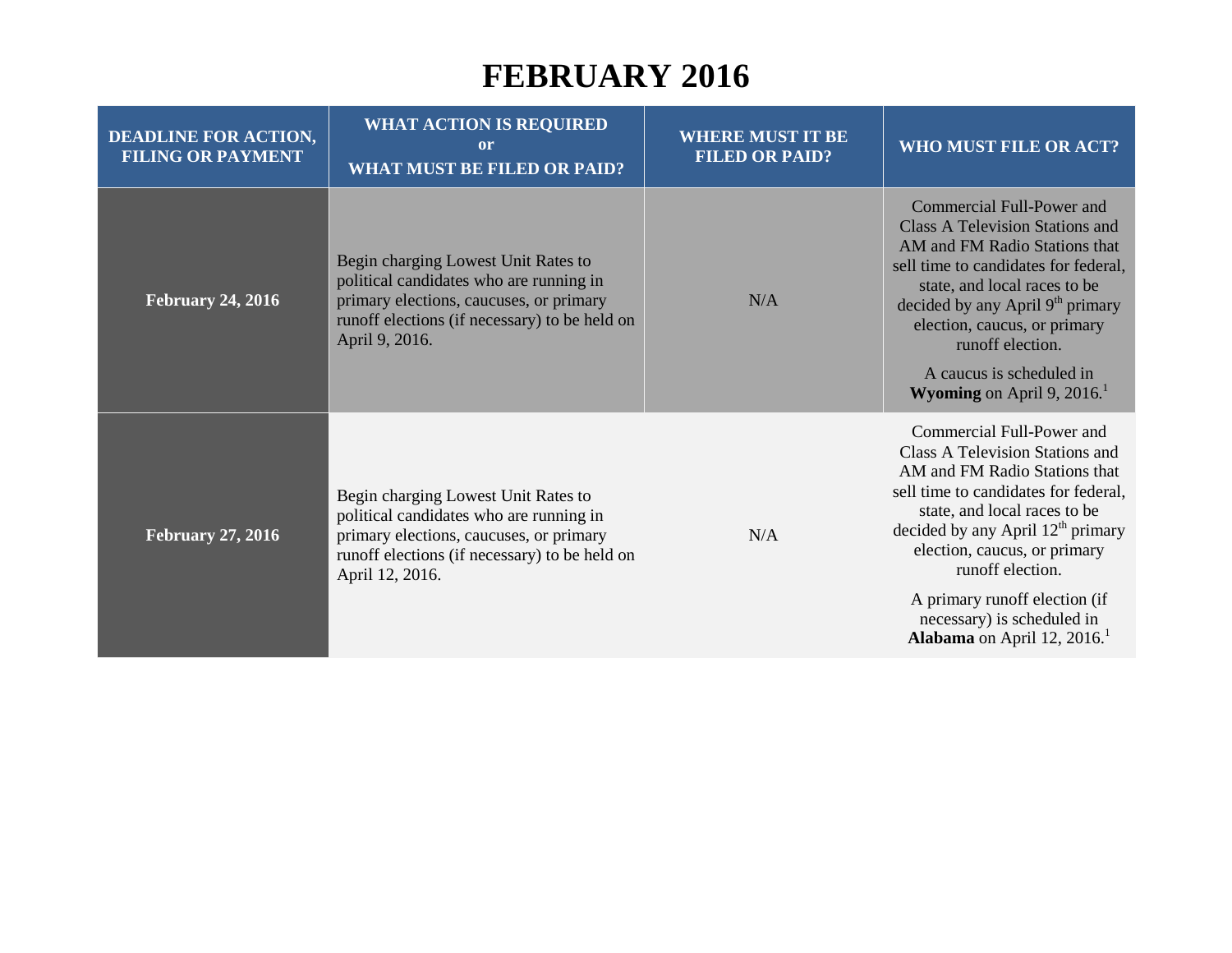# FEBRUARY 2016

| DEADLINE FOR ACTION, FILING OR PAYMENT | WHAT ACTION IS REQUIRED or WHAT MUST BE FILED OR PAID? | WHERE MUST IT BE FILED OR PAID? | WHO MUST FILE OR ACT? |
|---|---|---|---|
| **February 24, 2016** | Begin charging Lowest Unit Rates to political candidates who are running in primary elections, caucuses, or primary runoff elections (if necessary) to be held on April 9, 2016. | N/A | Commercial Full-Power and Class A Television Stations and AM and FM Radio Stations that sell time to candidates for federal, state, and local races to be decided by any April 9th primary election, caucus, or primary runoff election. A caucus is scheduled in **Wyoming** on April 9, 2016.[1] |
| **February 27, 2016** | Begin charging Lowest Unit Rates to political candidates who are running in primary elections, caucuses, or primary runoff elections (if necessary) to be held on April 12, 2016. | N/A | Commercial Full-Power and Class A Television Stations and AM and FM Radio Stations that sell time to candidates for federal, state, and local races to be decided by any April 12th primary election, caucus, or primary runoff election. A primary runoff election (if necessary) is scheduled in **Alabama** on April 12, 2016.[1] |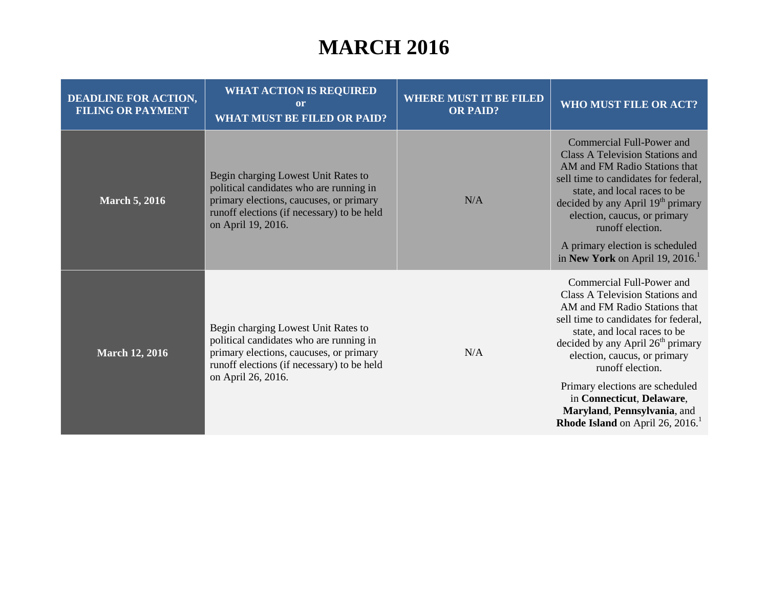# MARCH 2016

| DEADLINE FOR ACTION, FILING OR PAYMENT | WHAT ACTION IS REQUIRED or WHAT MUST BE FILED OR PAID? | WHERE MUST IT BE FILED OR PAID? | WHO MUST FILE OR ACT? |
|---|---|---|---|
| **March 5, 2016** | Begin charging Lowest Unit Rates to political candidates who are running in primary elections, caucuses, or primary runoff elections (if necessary) to be held on April 19, 2016. | N/A | Commercial Full-Power and Class A Television Stations and AM and FM Radio Stations that sell time to candidates for federal, state, and local races to be decided by any April 19th primary election, caucus, or primary runoff election.<br><br>A primary election is scheduled in **New York** on April 19, 2016.[1] |
| **March 12, 2016** | Begin charging Lowest Unit Rates to political candidates who are running in primary elections, caucuses, or primary runoff elections (if necessary) to be held on April 26, 2016. | N/A | Commercial Full-Power and Class A Television Stations and AM and FM Radio Stations that sell time to candidates for federal, state, and local races to be decided by any April 26th primary election, caucus, or primary runoff election.<br><br>Primary elections are scheduled in **Connecticut**, **Delaware**, **Maryland**, **Pennsylvania**, and **Rhode Island** on April 26, 2016.[1] |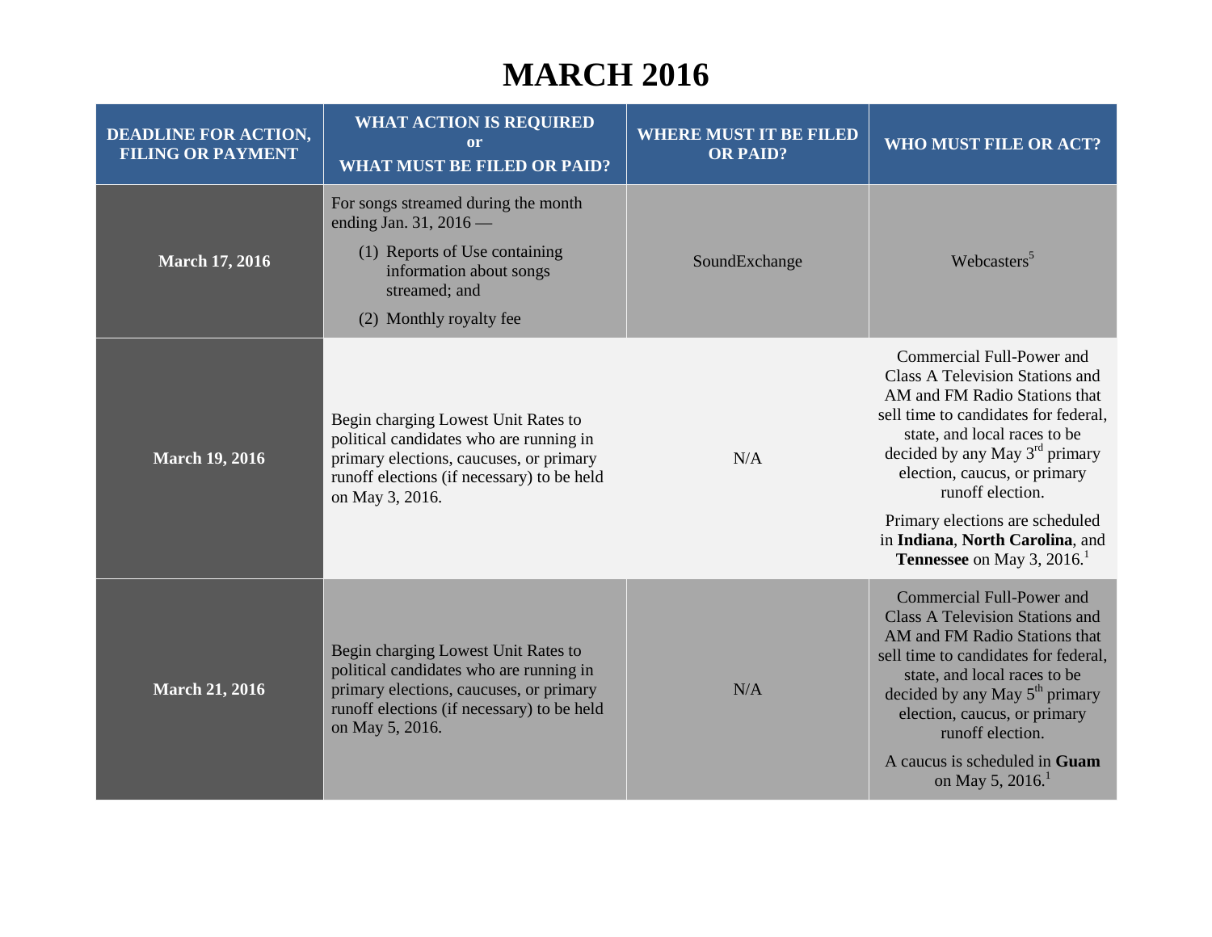# MARCH 2016

| DEADLINE FOR ACTION, FILING OR PAYMENT | WHAT ACTION IS REQUIRED or WHAT MUST BE FILED OR PAID? | WHERE MUST IT BE FILED OR PAID? | WHO MUST FILE OR ACT? |
|---|---|---|---|
| **March 17, 2016** | For songs streamed during the month ending Jan. 31, 2016 — (1) Reports of Use containing information about songs streamed; and (2) Monthly royalty fee | SoundExchange | Webcasters[5] |
| **March 19, 2016** | Begin charging Lowest Unit Rates to political candidates who are running in primary elections, caucuses, or primary runoff elections (if necessary) to be held on May 3, 2016. | N/A | Commercial Full-Power and Class A Television Stations and AM and FM Radio Stations that sell time to candidates for federal, state, and local races to be decided by any May 3rd primary election, caucus, or primary runoff election. Primary elections are scheduled in **Indiana**, **North Carolina**, and **Tennessee** on May 3, 2016.[1] |
| **March 21, 2016** | Begin charging Lowest Unit Rates to political candidates who are running in primary elections, caucuses, or primary runoff elections (if necessary) to be held on May 5, 2016. | N/A | Commercial Full-Power and Class A Television Stations and AM and FM Radio Stations that sell time to candidates for federal, state, and local races to be decided by any May 5th primary election, caucus, or primary runoff election. A caucus is scheduled in **Guam** on May 5, 2016.[1] |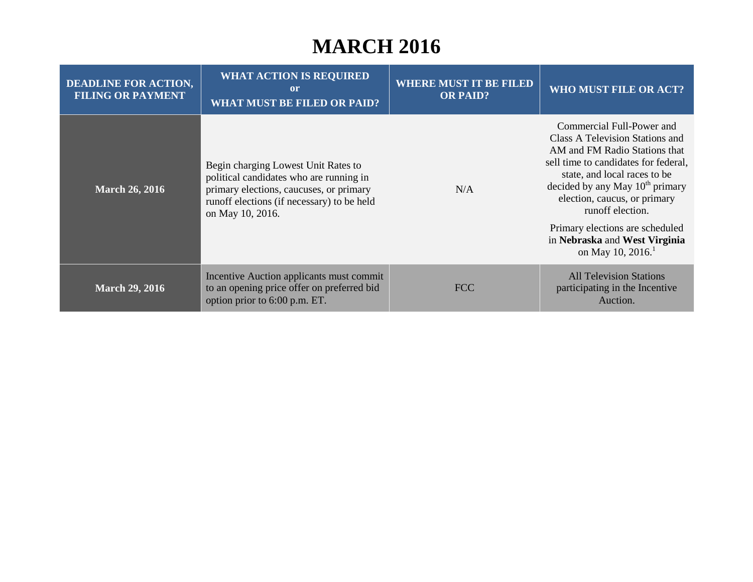# MARCH 2016

| DEADLINE FOR ACTION, FILING OR PAYMENT | WHAT ACTION IS REQUIRED or WHAT MUST BE FILED OR PAID? | WHERE MUST IT BE FILED OR PAID? | WHO MUST FILE OR ACT? |
|---|---|---|---|
| **March 26, 2016** | Begin charging Lowest Unit Rates to political candidates who are running in primary elections, caucuses, or primary runoff elections (if necessary) to be held on May 10, 2016. | N/A | Commercial Full-Power and Class A Television Stations and AM and FM Radio Stations that sell time to candidates for federal, state, and local races to be decided by any May 10th primary election, caucus, or primary runoff election. Primary elections are scheduled in **Nebraska** and **West Virginia** on May 10, 2016.[1] |
| **March 29, 2016** | Incentive Auction applicants must commit to an opening price offer on preferred bid option prior to 6:00 p.m. ET. | FCC | All Television Stations participating in the Incentive Auction. |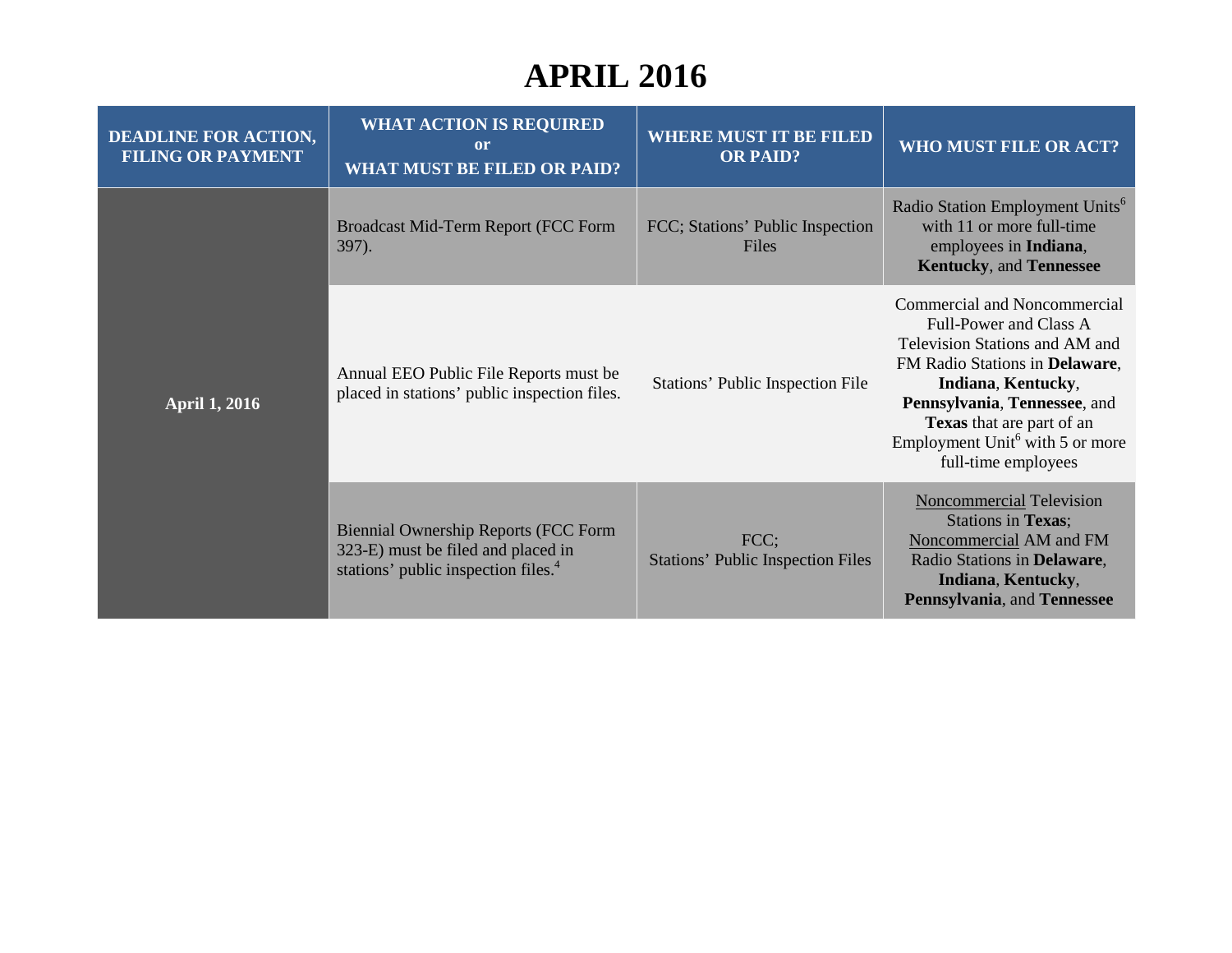# APRIL 2016

| DEADLINE FOR ACTION, FILING OR PAYMENT | WHAT ACTION IS REQUIRED or WHAT MUST BE FILED OR PAID? | WHERE MUST IT BE FILED OR PAID? | WHO MUST FILE OR ACT? |
|---|---|---|---|
| **April 1, 2016** | Broadcast Mid-Term Report (FCC Form 397). | FCC; Stations' Public Inspection Files | Radio Station Employment Units[6] with 11 or more full-time employees in **Indiana**, **Kentucky**, and **Tennessee** |
| | Annual EEO Public File Reports must be placed in stations' public inspection files. | Stations' Public Inspection File | Commercial and Noncommercial Full-Power and Class A Television Stations and AM and FM Radio Stations in **Delaware**, **Indiana**, **Kentucky**, **Pennsylvania**, **Tennessee**, and **Texas** that are part of an Employment Unit[6] with 5 or more full-time employees |
| | Biennial Ownership Reports (FCC Form 323-E) must be filed and placed in stations' public inspection files.[4] | FCC; Stations' Public Inspection Files | <u>Noncommercial</u> Television Stations in **Texas**; <u>Noncommercial</u> AM and FM Radio Stations in **Delaware**, **Indiana**, **Kentucky**, **Pennsylvania**, and **Tennessee** |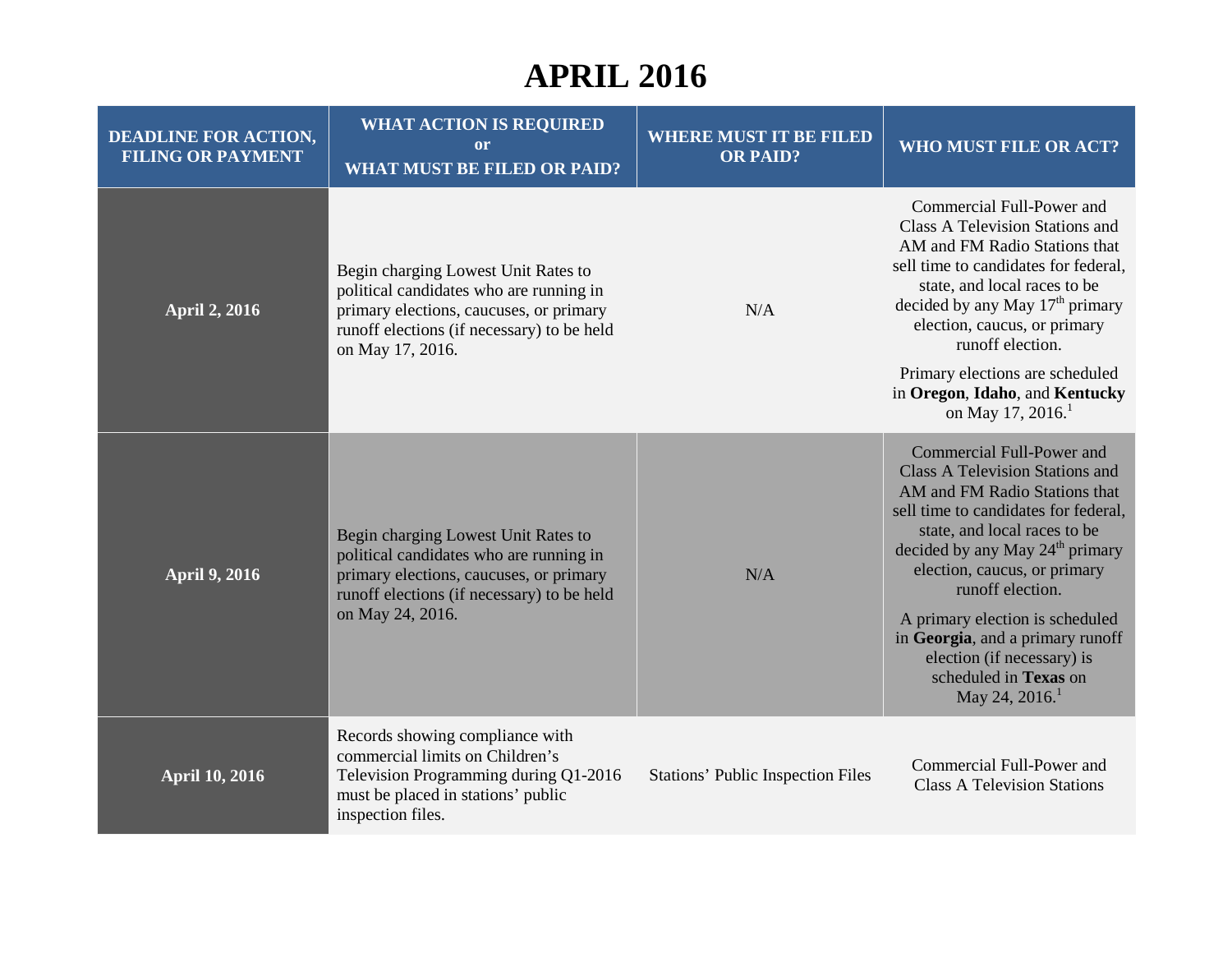# APRIL 2016

| DEADLINE FOR ACTION, FILING OR PAYMENT | WHAT ACTION IS REQUIRED or WHAT MUST BE FILED OR PAID? | WHERE MUST IT BE FILED OR PAID? | WHO MUST FILE OR ACT? |
|---|---|---|---|
| **April 2, 2016** | Begin charging Lowest Unit Rates to political candidates who are running in primary elections, caucuses, or primary runoff elections (if necessary) to be held on May 17, 2016. | N/A | Commercial Full-Power and Class A Television Stations and AM and FM Radio Stations that sell time to candidates for federal, state, and local races to be decided by any May 17th primary election, caucus, or primary runoff election.<br><br>Primary elections are scheduled in **Oregon**, **Idaho**, and **Kentucky** on May 17, 2016.[1] |
| **April 9, 2016** | Begin charging Lowest Unit Rates to political candidates who are running in primary elections, caucuses, or primary runoff elections (if necessary) to be held on May 24, 2016. | N/A | Commercial Full-Power and Class A Television Stations and AM and FM Radio Stations that sell time to candidates for federal, state, and local races to be decided by any May 24th primary election, caucus, or primary runoff election.<br><br>A primary election is scheduled in **Georgia**, and a primary runoff election (if necessary) is scheduled in **Texas** on May 24, 2016.[1] |
| **April 10, 2016** | Records showing compliance with commercial limits on Children's Television Programming during Q1-2016 must be placed in stations' public inspection files. | Stations' Public Inspection Files | Commercial Full-Power and Class A Television Stations |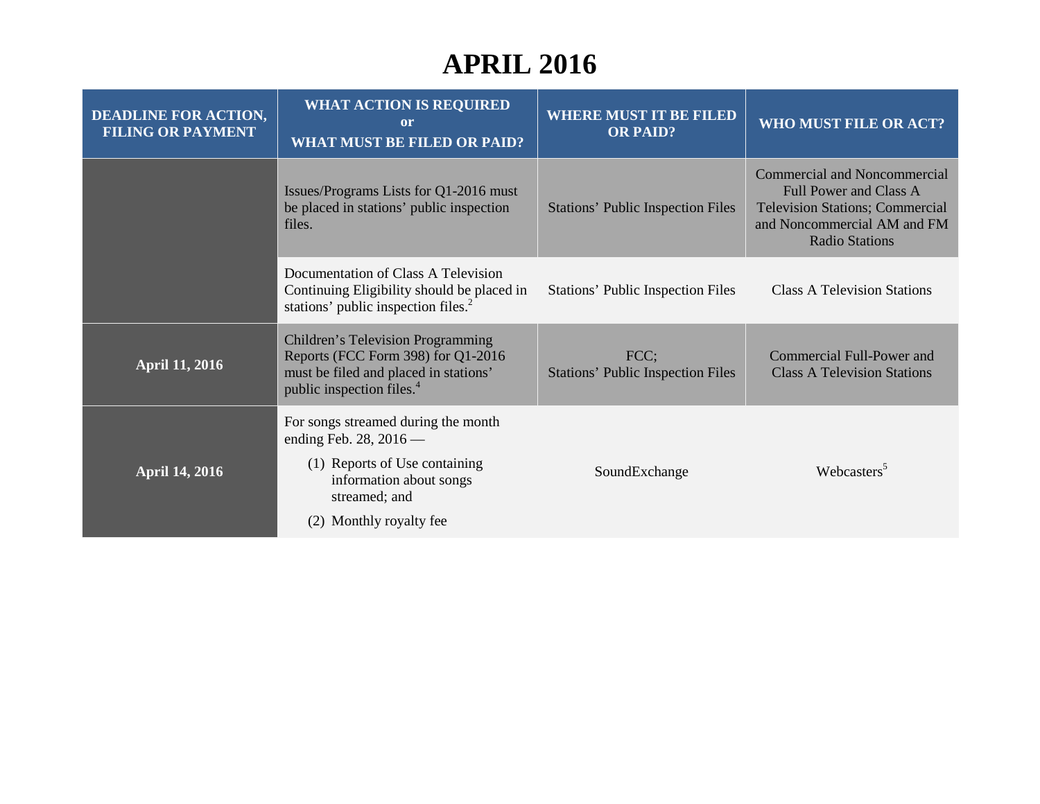# APRIL 2016

| DEADLINE FOR ACTION, FILING OR PAYMENT | WHAT ACTION IS REQUIRED or WHAT MUST BE FILED OR PAID? | WHERE MUST IT BE FILED OR PAID? | WHO MUST FILE OR ACT? |
|---|---|---|---|
| | Issues/Programs Lists for Q1-2016 must be placed in stations' public inspection files. | Stations' Public Inspection Files | Commercial and Noncommercial Full Power and Class A Television Stations; Commercial and Noncommercial AM and FM Radio Stations |
| | Documentation of Class A Television Continuing Eligibility should be placed in stations' public inspection files.[2] | Stations' Public Inspection Files | Class A Television Stations |
| April 11, 2016 | Children's Television Programming Reports (FCC Form 398) for Q1-2016 must be filed and placed in stations' public inspection files.[4] | FCC; Stations' Public Inspection Files | Commercial Full-Power and Class A Television Stations |
| April 14, 2016 | For songs streamed during the month ending Feb. 28, 2016 — (1) Reports of Use containing information about songs streamed; and (2) Monthly royalty fee | SoundExchange | Webcasters[5] |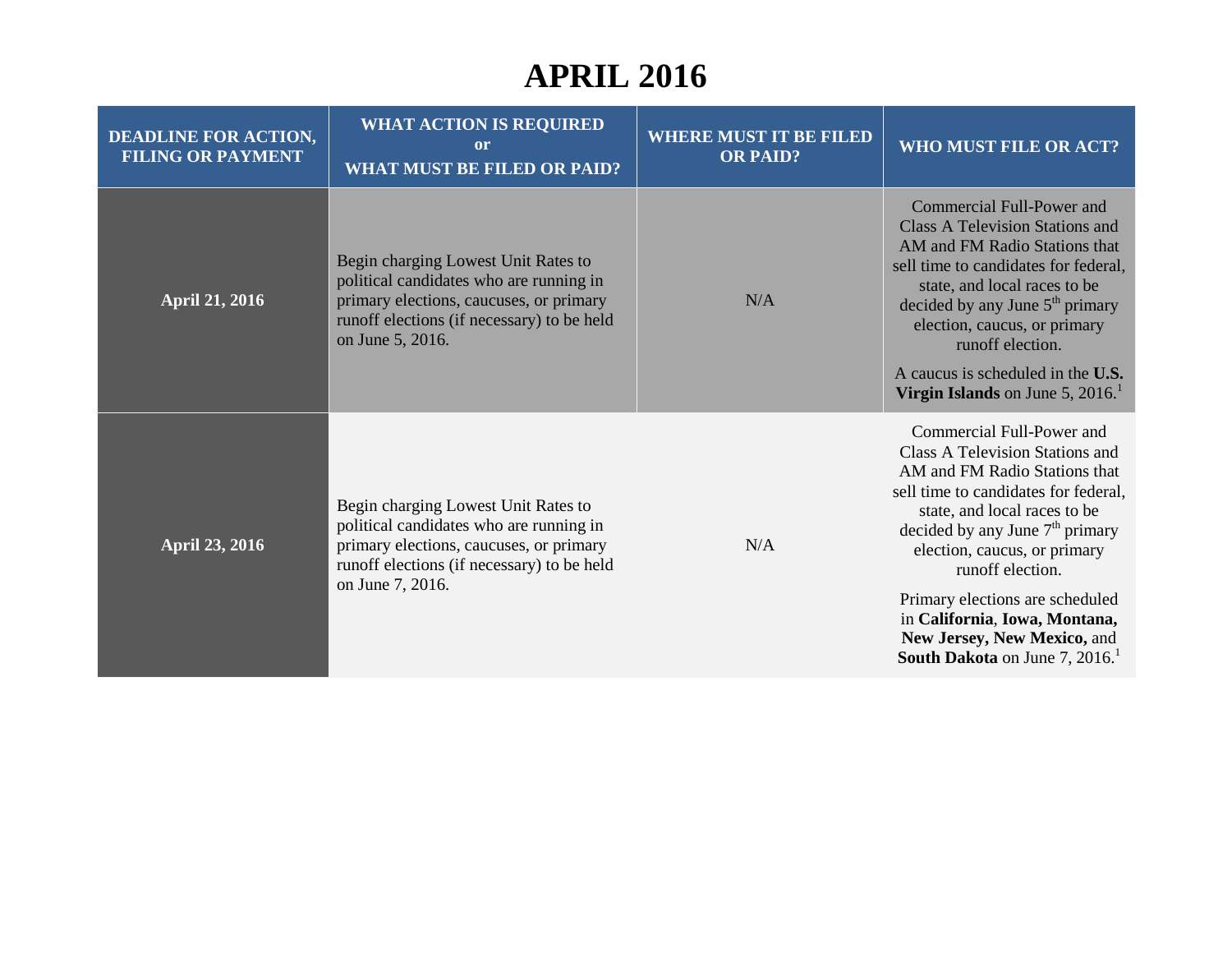# APRIL 2016

| DEADLINE FOR ACTION, FILING OR PAYMENT | WHAT ACTION IS REQUIRED or WHAT MUST BE FILED OR PAID? | WHERE MUST IT BE FILED OR PAID? | WHO MUST FILE OR ACT? |
|---|---|---|---|
| **April 21, 2016** | Begin charging Lowest Unit Rates to political candidates who are running in primary elections, caucuses, or primary runoff elections (if necessary) to be held on June 5, 2016. | N/A | Commercial Full-Power and Class A Television Stations and AM and FM Radio Stations that sell time to candidates for federal, state, and local races to be decided by any June 5th primary election, caucus, or primary runoff election.<br><br>A caucus is scheduled in the **U.S. Virgin Islands** on June 5, 2016.[1] |
| **April 23, 2016** | Begin charging Lowest Unit Rates to political candidates who are running in primary elections, caucuses, or primary runoff elections (if necessary) to be held on June 7, 2016. | N/A | Commercial Full-Power and Class A Television Stations and AM and FM Radio Stations that sell time to candidates for federal, state, and local races to be decided by any June 7th primary election, caucus, or primary runoff election.<br><br>Primary elections are scheduled in **California**, **Iowa, Montana, New Jersey, New Mexico,** and **South Dakota** on June 7, 2016.[1] |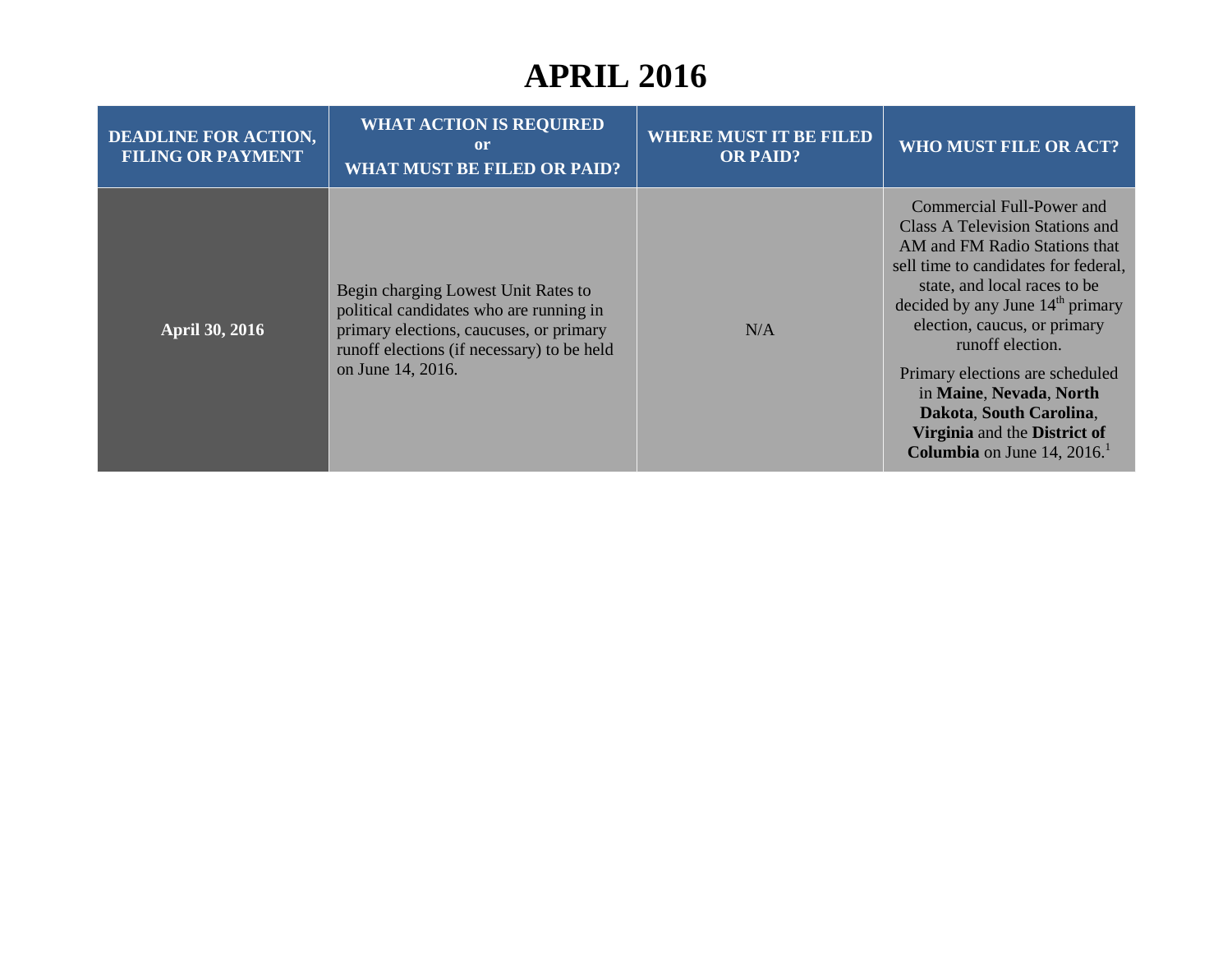# APRIL 2016

| DEADLINE FOR ACTION, FILING OR PAYMENT | WHAT ACTION IS REQUIRED or WHAT MUST BE FILED OR PAID? | WHERE MUST IT BE FILED OR PAID? | WHO MUST FILE OR ACT? |
|---|---|---|---|
| **April 30, 2016** | Begin charging Lowest Unit Rates to political candidates who are running in primary elections, caucuses, or primary runoff elections (if necessary) to be held on June 14, 2016. | N/A | Commercial Full-Power and Class A Television Stations and AM and FM Radio Stations that sell time to candidates for federal, state, and local races to be decided by any June 14th primary election, caucus, or primary runoff election. Primary elections are scheduled in **Maine**, **Nevada**, **North Dakota**, **South Carolina**, **Virginia** and the **District of Columbia** on June 14, 2016.[1] |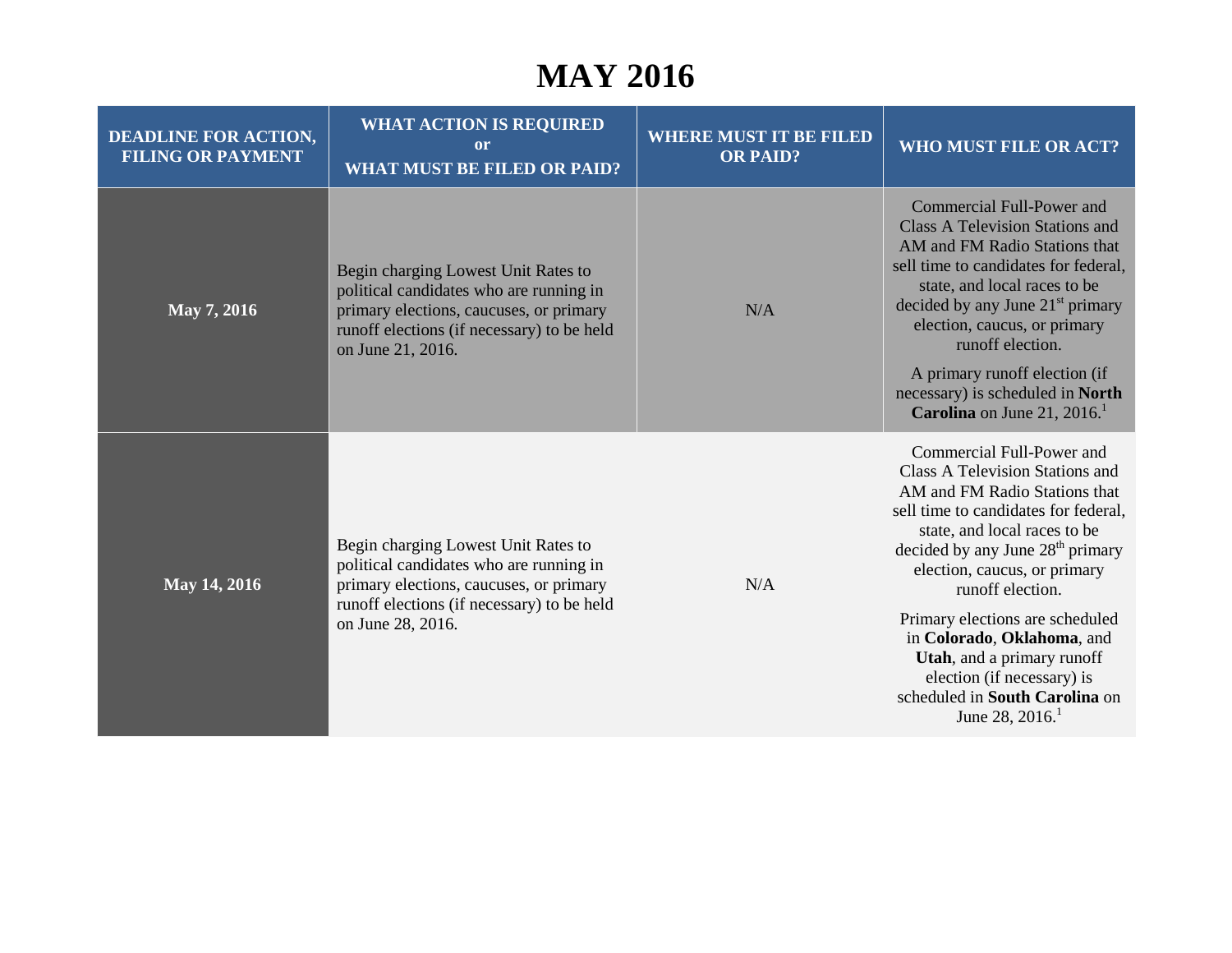# MAY 2016

| DEADLINE FOR ACTION, FILING OR PAYMENT | WHAT ACTION IS REQUIRED or WHAT MUST BE FILED OR PAID? | WHERE MUST IT BE FILED OR PAID? | WHO MUST FILE OR ACT? |
|---|---|---|---|
| **May 7, 2016** | Begin charging Lowest Unit Rates to political candidates who are running in primary elections, caucuses, or primary runoff elections (if necessary) to be held on June 21, 2016. | N/A | Commercial Full-Power and Class A Television Stations and AM and FM Radio Stations that sell time to candidates for federal, state, and local races to be decided by any June 21st primary election, caucus, or primary runoff election.<br><br>A primary runoff election (if necessary) is scheduled in **North Carolina** on June 21, 2016.[1] |
| **May 14, 2016** | Begin charging Lowest Unit Rates to political candidates who are running in primary elections, caucuses, or primary runoff elections (if necessary) to be held on June 28, 2016. | N/A | Commercial Full-Power and Class A Television Stations and AM and FM Radio Stations that sell time to candidates for federal, state, and local races to be decided by any June 28th primary election, caucus, or primary runoff election.<br><br>Primary elections are scheduled in **Colorado**, **Oklahoma**, and **Utah**, and a primary runoff election (if necessary) is scheduled in **South Carolina** on June 28, 2016.[1] |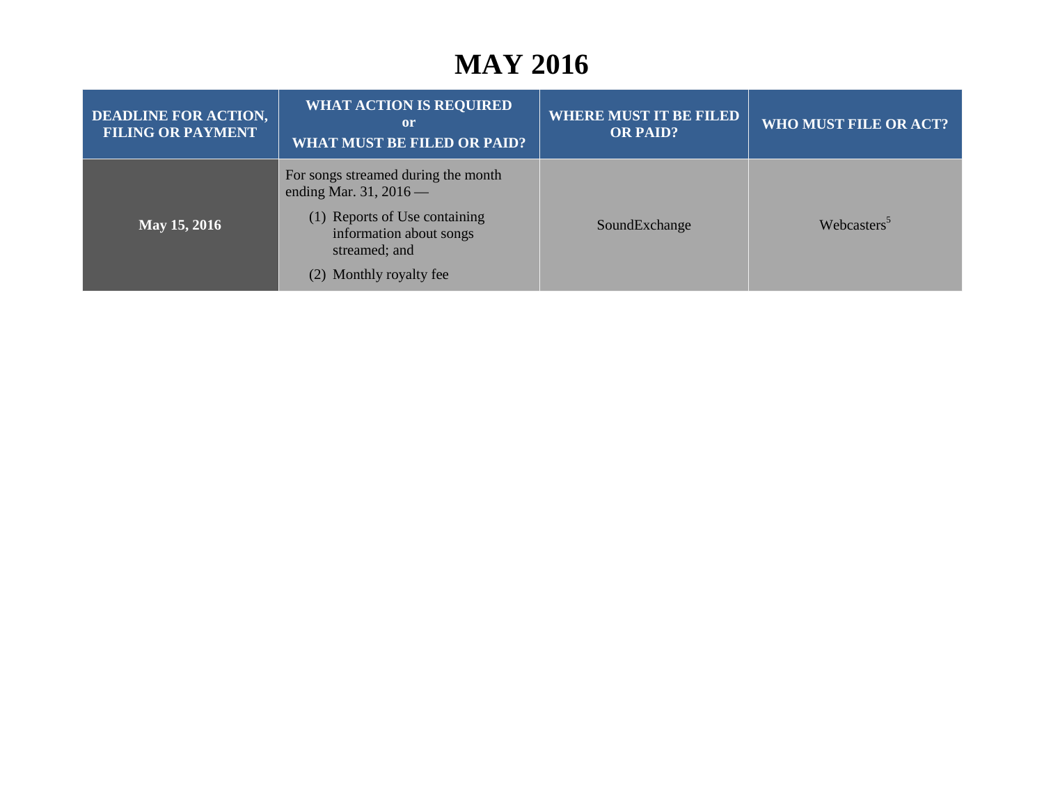# MAY 2016

| DEADLINE FOR ACTION, FILING OR PAYMENT | WHAT ACTION IS REQUIRED or WHAT MUST BE FILED OR PAID? | WHERE MUST IT BE FILED OR PAID? | WHO MUST FILE OR ACT? |
|---|---|---|---|
| **May 15, 2016** | For songs streamed during the month ending Mar. 31, 2016 — (1) Reports of Use containing information about songs streamed; and (2) Monthly royalty fee | SoundExchange | Webcasters[5] |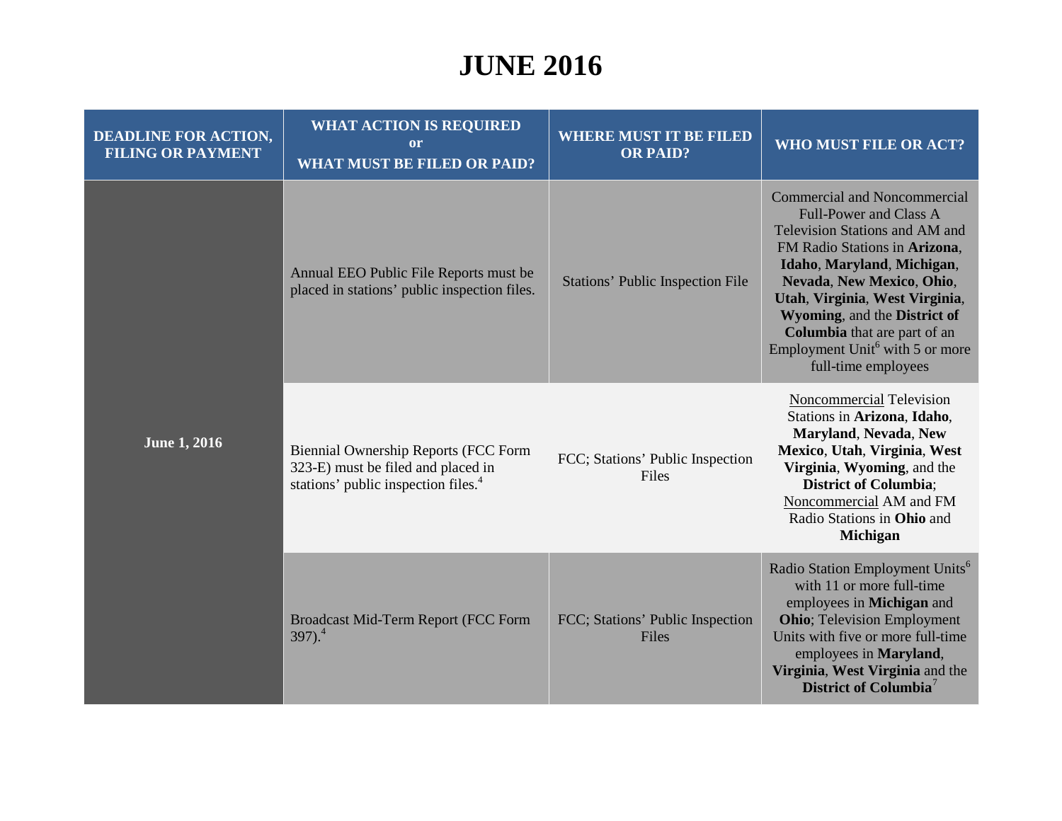# JUNE 2016

| DEADLINE FOR ACTION, FILING OR PAYMENT | WHAT ACTION IS REQUIRED or WHAT MUST BE FILED OR PAID? | WHERE MUST IT BE FILED OR PAID? | WHO MUST FILE OR ACT? |
|---|---|---|---|
| **June 1, 2016** | Annual EEO Public File Reports must be placed in stations' public inspection files. | Stations' Public Inspection File | Commercial and Noncommercial Full-Power and Class A Television Stations and AM and FM Radio Stations in **Arizona**, **Idaho**, **Maryland**, **Michigan**, **Nevada**, **New Mexico**, **Ohio**, **Utah**, **Virginia**, **West Virginia**, **Wyoming**, and the **District of Columbia** that are part of an Employment Unit[6] with 5 or more full-time employees |
| | Biennial Ownership Reports (FCC Form 323-E) must be filed and placed in stations' public inspection files.[4] | FCC; Stations' Public Inspection Files | Noncommercial Television Stations in **Arizona**, **Idaho**, **Maryland**, **Nevada**, **New Mexico**, **Utah**, **Virginia**, **West Virginia**, **Wyoming**, and the **District of Columbia**; Noncommercial AM and FM Radio Stations in **Ohio** and **Michigan** |
| | Broadcast Mid-Term Report (FCC Form 397).[4] | FCC; Stations' Public Inspection Files | Radio Station Employment Units[6] with 11 or more full-time employees in **Michigan** and **Ohio**; Television Employment Units with five or more full-time employees in **Maryland**, **Virginia**, **West Virginia** and the **District of Columbia**[7] |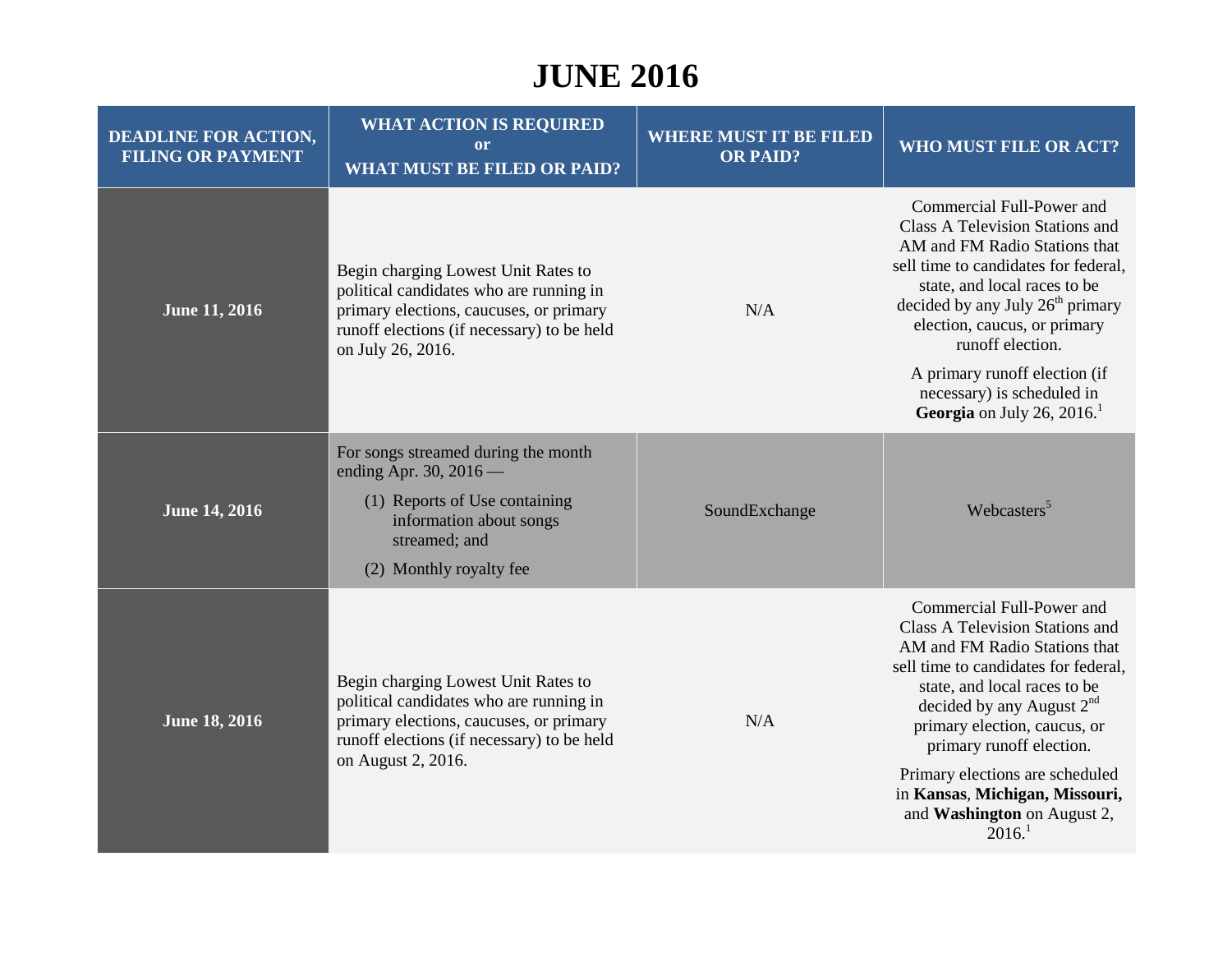# JUNE 2016

| DEADLINE FOR ACTION, FILING OR PAYMENT | WHAT ACTION IS REQUIRED or WHAT MUST BE FILED OR PAID? | WHERE MUST IT BE FILED OR PAID? | WHO MUST FILE OR ACT? |
|---|---|---|---|
| **June 11, 2016** | Begin charging Lowest Unit Rates to political candidates who are running in primary elections, caucuses, or primary runoff elections (if necessary) to be held on July 26, 2016. | N/A | Commercial Full-Power and Class A Television Stations and AM and FM Radio Stations that sell time to candidates for federal, state, and local races to be decided by any July 26th primary election, caucus, or primary runoff election. A primary runoff election (if necessary) is scheduled in **Georgia** on July 26, 2016.[1] |
| **June 14, 2016** | For songs streamed during the month ending Apr. 30, 2016 — (1) Reports of Use containing information about songs streamed; and (2) Monthly royalty fee | SoundExchange | Webcasters[5] |
| **June 18, 2016** | Begin charging Lowest Unit Rates to political candidates who are running in primary elections, caucuses, or primary runoff elections (if necessary) to be held on August 2, 2016. | N/A | Commercial Full-Power and Class A Television Stations and AM and FM Radio Stations that sell time to candidates for federal, state, and local races to be decided by any August 2nd primary election, caucus, or primary runoff election. Primary elections are scheduled in **Kansas**, **Michigan, Missouri,** and **Washington** on August 2, 2016.[1] |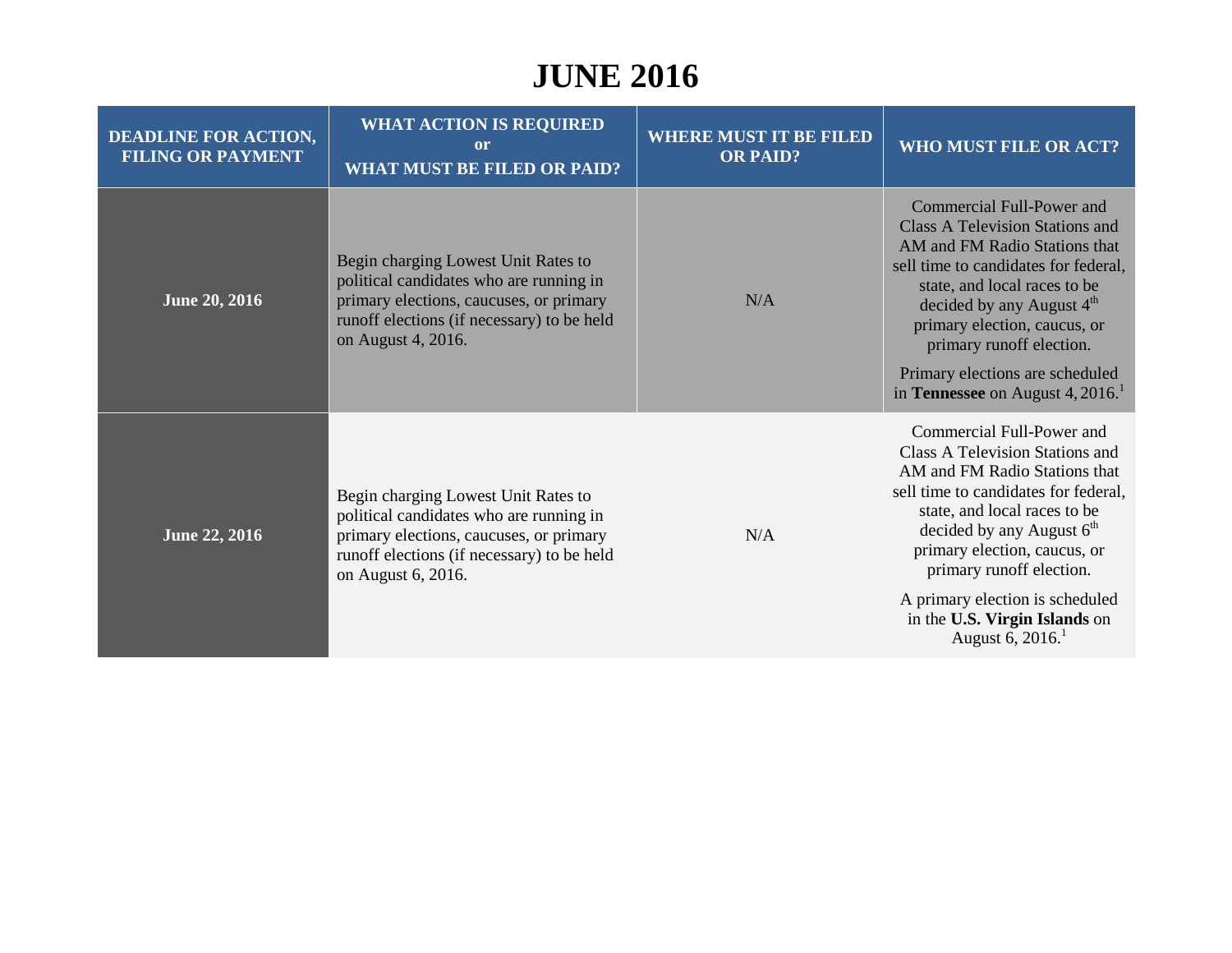# JUNE 2016

| DEADLINE FOR ACTION, FILING OR PAYMENT | WHAT ACTION IS REQUIRED or WHAT MUST BE FILED OR PAID? | WHERE MUST IT BE FILED OR PAID? | WHO MUST FILE OR ACT? |
| --- | --- | --- | --- |
| **June 20, 2016** | Begin charging Lowest Unit Rates to political candidates who are running in primary elections, caucuses, or primary runoff elections (if necessary) to be held on August 4, 2016. | N/A | Commercial Full-Power and Class A Television Stations and AM and FM Radio Stations that sell time to candidates for federal, state, and local races to be decided by any August 4th primary election, caucus, or primary runoff election. Primary elections are scheduled in **Tennessee** on August 4, 2016.[1] |
| **June 22, 2016** | Begin charging Lowest Unit Rates to political candidates who are running in primary elections, caucuses, or primary runoff elections (if necessary) to be held on August 6, 2016. | N/A | Commercial Full-Power and Class A Television Stations and AM and FM Radio Stations that sell time to candidates for federal, state, and local races to be decided by any August 6th primary election, caucus, or primary runoff election. A primary election is scheduled in the **U.S. Virgin Islands** on August 6, 2016.[1] |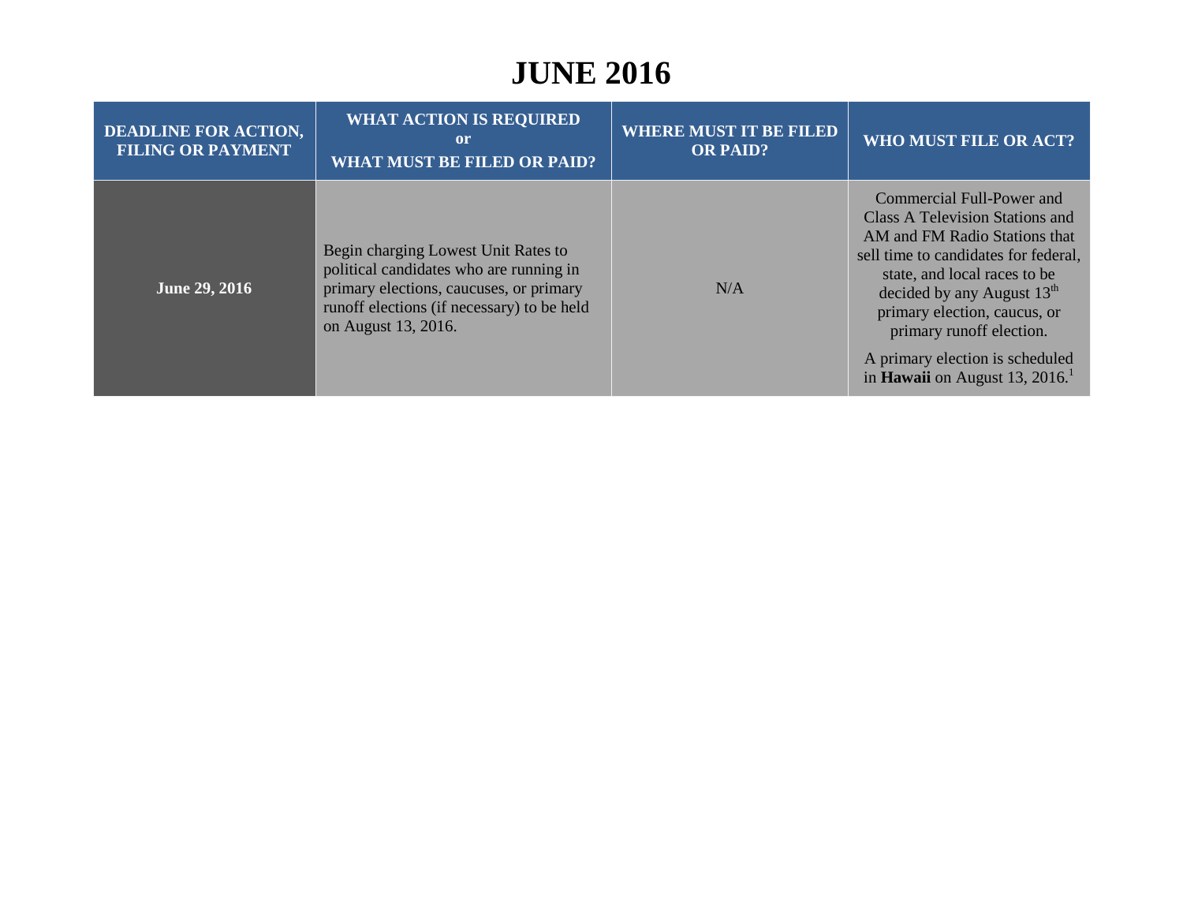# JUNE 2016

| DEADLINE FOR ACTION, FILING OR PAYMENT | WHAT ACTION IS REQUIRED or WHAT MUST BE FILED OR PAID? | WHERE MUST IT BE FILED OR PAID? | WHO MUST FILE OR ACT? |
|---|---|---|---|
| **June 29, 2016** | Begin charging Lowest Unit Rates to political candidates who are running in primary elections, caucuses, or primary runoff elections (if necessary) to be held on August 13, 2016. | N/A | Commercial Full-Power and Class A Television Stations and AM and FM Radio Stations that sell time to candidates for federal, state, and local races to be decided by any August 13th primary election, caucus, or primary runoff election.<br><br>A primary election is scheduled in **Hawaii** on August 13, 2016.[1] |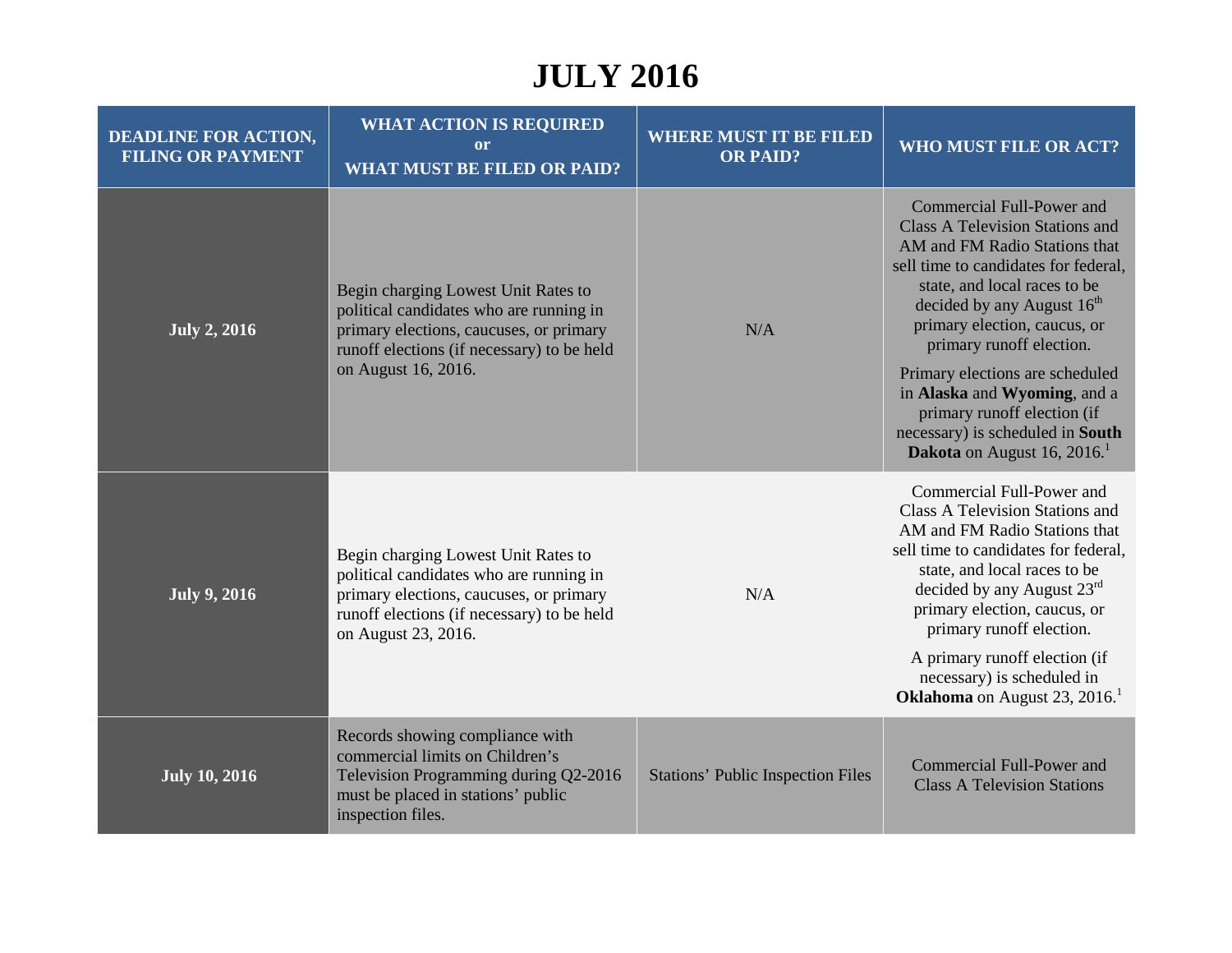# JULY 2016

| DEADLINE FOR ACTION, FILING OR PAYMENT | WHAT ACTION IS REQUIRED or WHAT MUST BE FILED OR PAID? | WHERE MUST IT BE FILED OR PAID? | WHO MUST FILE OR ACT? |
|---|---|---|---|
| **July 2, 2016** | Begin charging Lowest Unit Rates to political candidates who are running in primary elections, caucuses, or primary runoff elections (if necessary) to be held on August 16, 2016. | N/A | Commercial Full-Power and Class A Television Stations and AM and FM Radio Stations that sell time to candidates for federal, state, and local races to be decided by any August 16th primary election, caucus, or primary runoff election. Primary elections are scheduled in **Alaska** and **Wyoming**, and a primary runoff election (if necessary) is scheduled in **South Dakota** on August 16, 2016.[1] |
| **July 9, 2016** | Begin charging Lowest Unit Rates to political candidates who are running in primary elections, caucuses, or primary runoff elections (if necessary) to be held on August 23, 2016. | N/A | Commercial Full-Power and Class A Television Stations and AM and FM Radio Stations that sell time to candidates for federal, state, and local races to be decided by any August 23rd primary election, caucus, or primary runoff election. A primary runoff election (if necessary) is scheduled in **Oklahoma** on August 23, 2016.[1] |
| **July 10, 2016** | Records showing compliance with commercial limits on Children's Television Programming during Q2-2016 must be placed in stations' public inspection files. | Stations' Public Inspection Files | Commercial Full-Power and Class A Television Stations |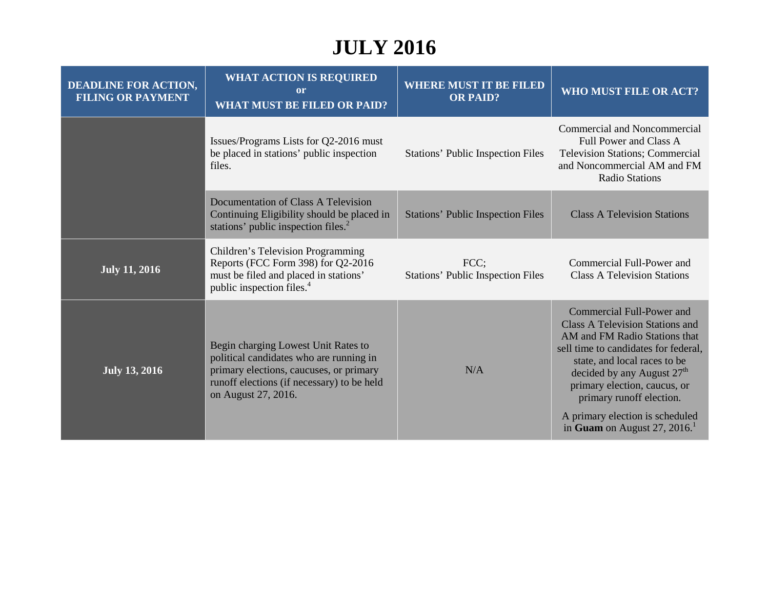# JULY 2016

| DEADLINE FOR ACTION, FILING OR PAYMENT | WHAT ACTION IS REQUIRED or WHAT MUST BE FILED OR PAID? | WHERE MUST IT BE FILED OR PAID? | WHO MUST FILE OR ACT? |
|---|---|---|---|
| | Issues/Programs Lists for Q2-2016 must be placed in stations' public inspection files. | Stations' Public Inspection Files | Commercial and Noncommercial Full Power and Class A Television Stations; Commercial and Noncommercial AM and FM Radio Stations |
| | Documentation of Class A Television Continuing Eligibility should be placed in stations' public inspection files.[2] | Stations' Public Inspection Files | Class A Television Stations |
| **July 11, 2016** | Children's Television Programming Reports (FCC Form 398) for Q2-2016 must be filed and placed in stations' public inspection files.[4] | FCC; Stations' Public Inspection Files | Commercial Full-Power and Class A Television Stations |
| **July 13, 2016** | Begin charging Lowest Unit Rates to political candidates who are running in primary elections, caucuses, or primary runoff elections (if necessary) to be held on August 27, 2016. | N/A | Commercial Full-Power and Class A Television Stations and AM and FM Radio Stations that sell time to candidates for federal, state, and local races to be decided by any August 27th primary election, caucus, or primary runoff election. A primary election is scheduled in **Guam** on August 27, 2016.[1] |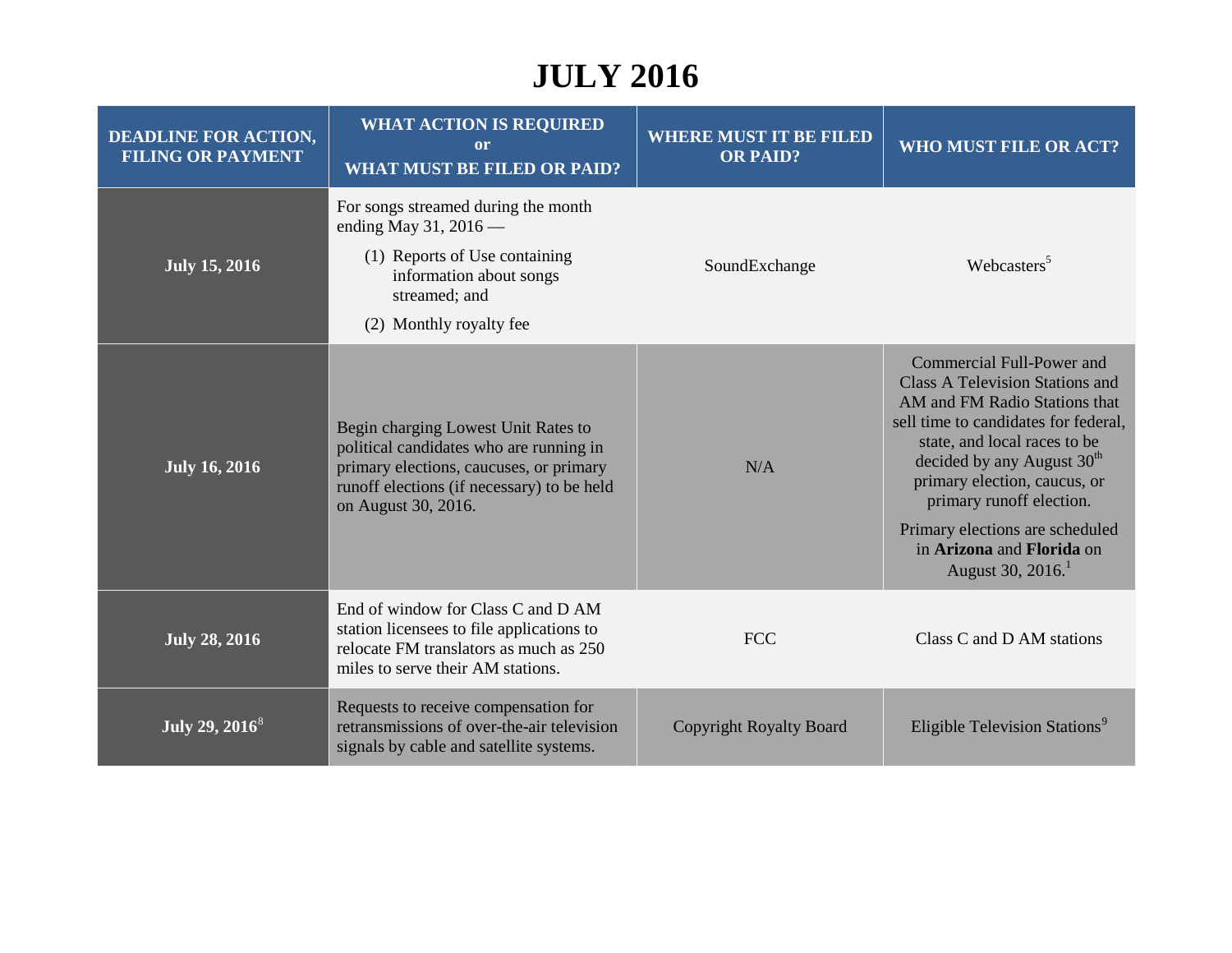# JULY 2016

| DEADLINE FOR ACTION, FILING OR PAYMENT | WHAT ACTION IS REQUIRED or WHAT MUST BE FILED OR PAID? | WHERE MUST IT BE FILED OR PAID? | WHO MUST FILE OR ACT? |
|---|---|---|---|
| **July 15, 2016** | For songs streamed during the month ending May 31, 2016 — (1) Reports of Use containing information about songs streamed; and (2) Monthly royalty fee | SoundExchange | Webcasters[5] |
| **July 16, 2016** | Begin charging Lowest Unit Rates to political candidates who are running in primary elections, caucuses, or primary runoff elections (if necessary) to be held on August 30, 2016. | N/A | Commercial Full-Power and Class A Television Stations and AM and FM Radio Stations that sell time to candidates for federal, state, and local races to be decided by any August 30th primary election, caucus, or primary runoff election. Primary elections are scheduled in **Arizona** and **Florida** on August 30, 2016.[1] |
| **July 28, 2016** | End of window for Class C and D AM station licensees to file applications to relocate FM translators as much as 250 miles to serve their AM stations. | FCC | Class C and D AM stations |
| **July 29, 2016**[8] | Requests to receive compensation for retransmissions of over-the-air television signals by cable and satellite systems. | Copyright Royalty Board | Eligible Television Stations[9] |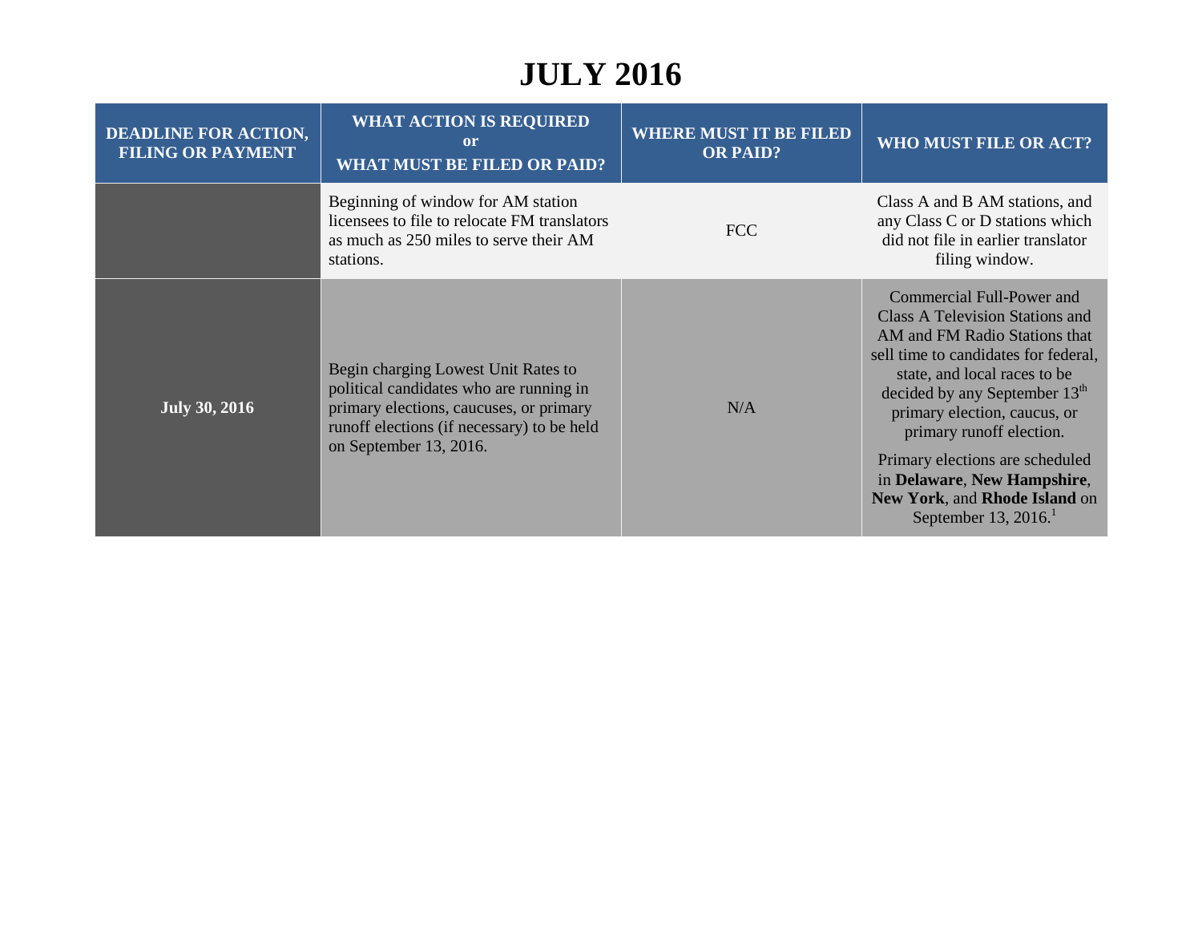# JULY 2016

| DEADLINE FOR ACTION, FILING OR PAYMENT | WHAT ACTION IS REQUIRED or WHAT MUST BE FILED OR PAID? | WHERE MUST IT BE FILED OR PAID? | WHO MUST FILE OR ACT? |
| --- | --- | --- | --- |
| | Beginning of window for AM station licensees to file to relocate FM translators as much as 250 miles to serve their AM stations. | FCC | Class A and B AM stations, and any Class C or D stations which did not file in earlier translator filing window. |
| **July 30, 2016** | Begin charging Lowest Unit Rates to political candidates who are running in primary elections, caucuses, or primary runoff elections (if necessary) to be held on September 13, 2016. | N/A | Commercial Full-Power and Class A Television Stations and AM and FM Radio Stations that sell time to candidates for federal, state, and local races to be decided by any September 13th primary election, caucus, or primary runoff election. Primary elections are scheduled in **Delaware**, **New Hampshire**, **New York**, and **Rhode Island** on September 13, 2016.[1] |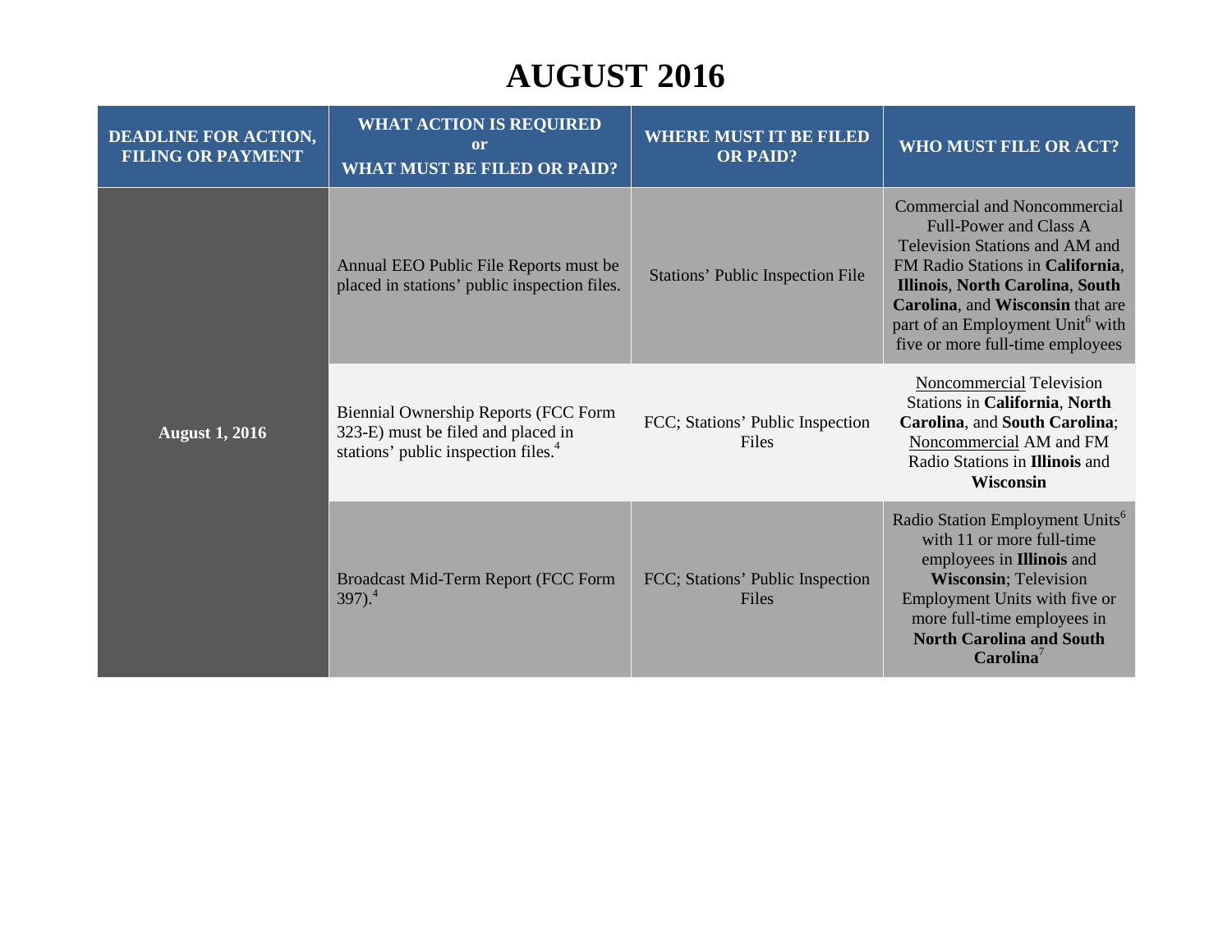# AUGUST 2016

| DEADLINE FOR ACTION, FILING OR PAYMENT | WHAT ACTION IS REQUIRED or WHAT MUST BE FILED OR PAID? | WHERE MUST IT BE FILED OR PAID? | WHO MUST FILE OR ACT? |
|---|---|---|---|
| **August 1, 2016** | Annual EEO Public File Reports must be placed in stations' public inspection files. | Stations' Public Inspection File | Commercial and Noncommercial Full-Power and Class A Television Stations and AM and FM Radio Stations in **California**, **Illinois**, **North Carolina**, **South Carolina**, and **Wisconsin** that are part of an Employment Unit[6] with five or more full-time employees |
| | Biennial Ownership Reports (FCC Form 323-E) must be filed and placed in stations' public inspection files.[4] | FCC; Stations' Public Inspection Files | Noncommercial Television Stations in **California**, **North Carolina**, and **South Carolina**; Noncommercial AM and FM Radio Stations in **Illinois** and **Wisconsin** |
| | Broadcast Mid-Term Report (FCC Form 397).[4] | FCC; Stations' Public Inspection Files | Radio Station Employment Units[6] with 11 or more full-time employees in **Illinois** and **Wisconsin**; Television Employment Units with five or more full-time employees in **North Carolina and South Carolina**[7] |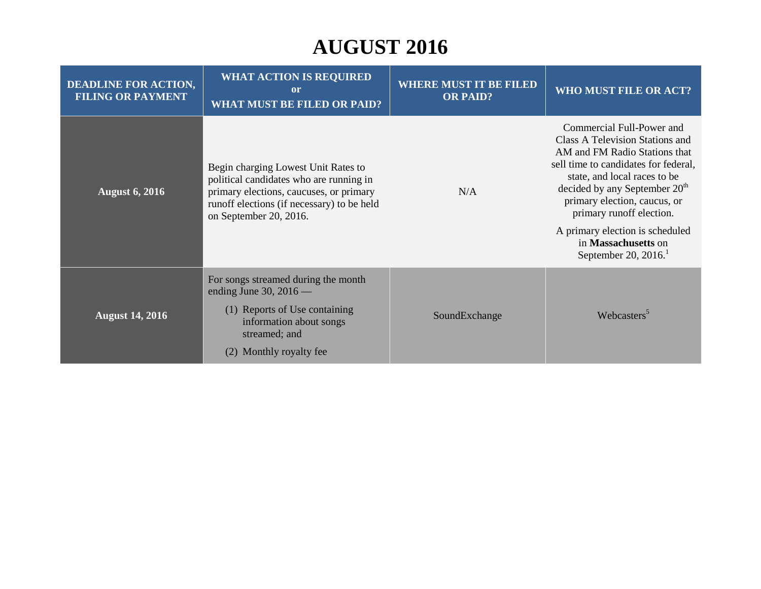# AUGUST 2016

| DEADLINE FOR ACTION, FILING OR PAYMENT | WHAT ACTION IS REQUIRED or WHAT MUST BE FILED OR PAID? | WHERE MUST IT BE FILED OR PAID? | WHO MUST FILE OR ACT? |
|---|---|---|---|
| **August 6, 2016** | Begin charging Lowest Unit Rates to political candidates who are running in primary elections, caucuses, or primary runoff elections (if necessary) to be held on September 20, 2016. | N/A | Commercial Full-Power and Class A Television Stations and AM and FM Radio Stations that sell time to candidates for federal, state, and local races to be decided by any September 20th primary election, caucus, or primary runoff election.<br><br>A primary election is scheduled in **Massachusetts** on September 20, 2016.[1] |
| **August 14, 2016** | For songs streamed during the month ending June 30, 2016 —<br><br>(1) Reports of Use containing information about songs streamed; and<br><br>(2) Monthly royalty fee | SoundExchange | Webcasters[5] |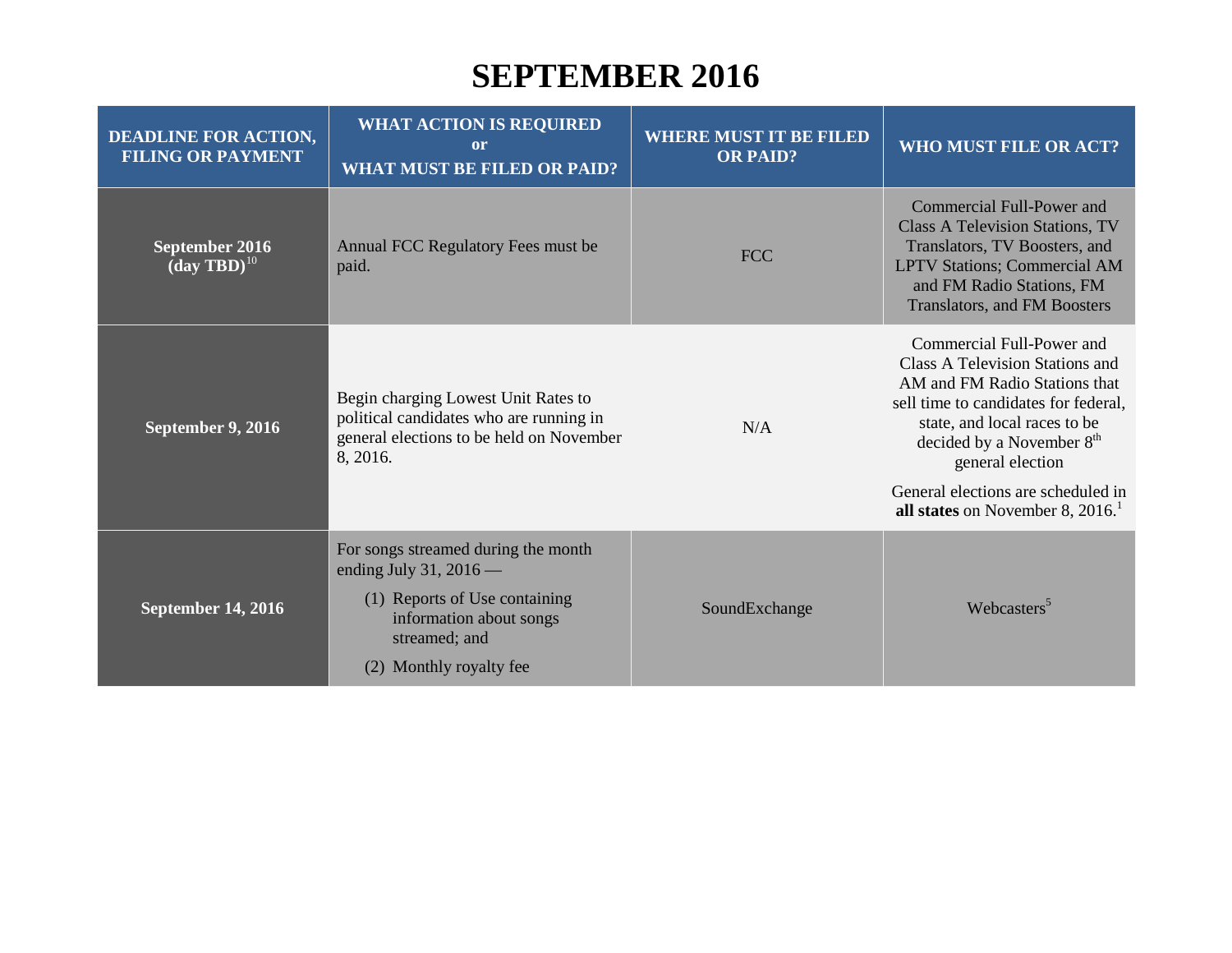# SEPTEMBER 2016

| DEADLINE FOR ACTION, FILING OR PAYMENT | WHAT ACTION IS REQUIRED or WHAT MUST BE FILED OR PAID? | WHERE MUST IT BE FILED OR PAID? | WHO MUST FILE OR ACT? |
|---|---|---|---|
| **September 2016 (day TBD)**[10] | Annual FCC Regulatory Fees must be paid. | FCC | Commercial Full-Power and Class A Television Stations, TV Translators, TV Boosters, and LPTV Stations; Commercial AM and FM Radio Stations, FM Translators, and FM Boosters |
| **September 9, 2016** | Begin charging Lowest Unit Rates to political candidates who are running in general elections to be held on November 8, 2016. | N/A | Commercial Full-Power and Class A Television Stations and AM and FM Radio Stations that sell time to candidates for federal, state, and local races to be decided by a November 8th general election<br><br>General elections are scheduled in **all states** on November 8, 2016.[1] |
| **September 14, 2016** | For songs streamed during the month ending July 31, 2016 —<br>(1) Reports of Use containing information about songs streamed; and<br>(2) Monthly royalty fee | SoundExchange | Webcasters[5] |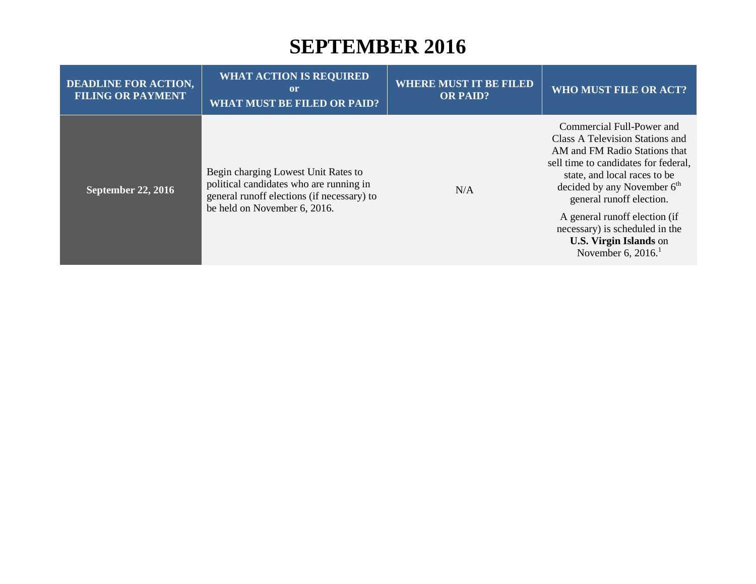# SEPTEMBER 2016

| DEADLINE FOR ACTION, FILING OR PAYMENT | WHAT ACTION IS REQUIRED or WHAT MUST BE FILED OR PAID? | WHERE MUST IT BE FILED OR PAID? | WHO MUST FILE OR ACT? |
|---|---|---|---|
| **September 22, 2016** | Begin charging Lowest Unit Rates to political candidates who are running in general runoff elections (if necessary) to be held on November 6, 2016. | N/A | Commercial Full-Power and Class A Television Stations and AM and FM Radio Stations that sell time to candidates for federal, state, and local races to be decided by any November 6th general runoff election. A general runoff election (if necessary) is scheduled in the **U.S. Virgin Islands** on November 6, 2016.[1] |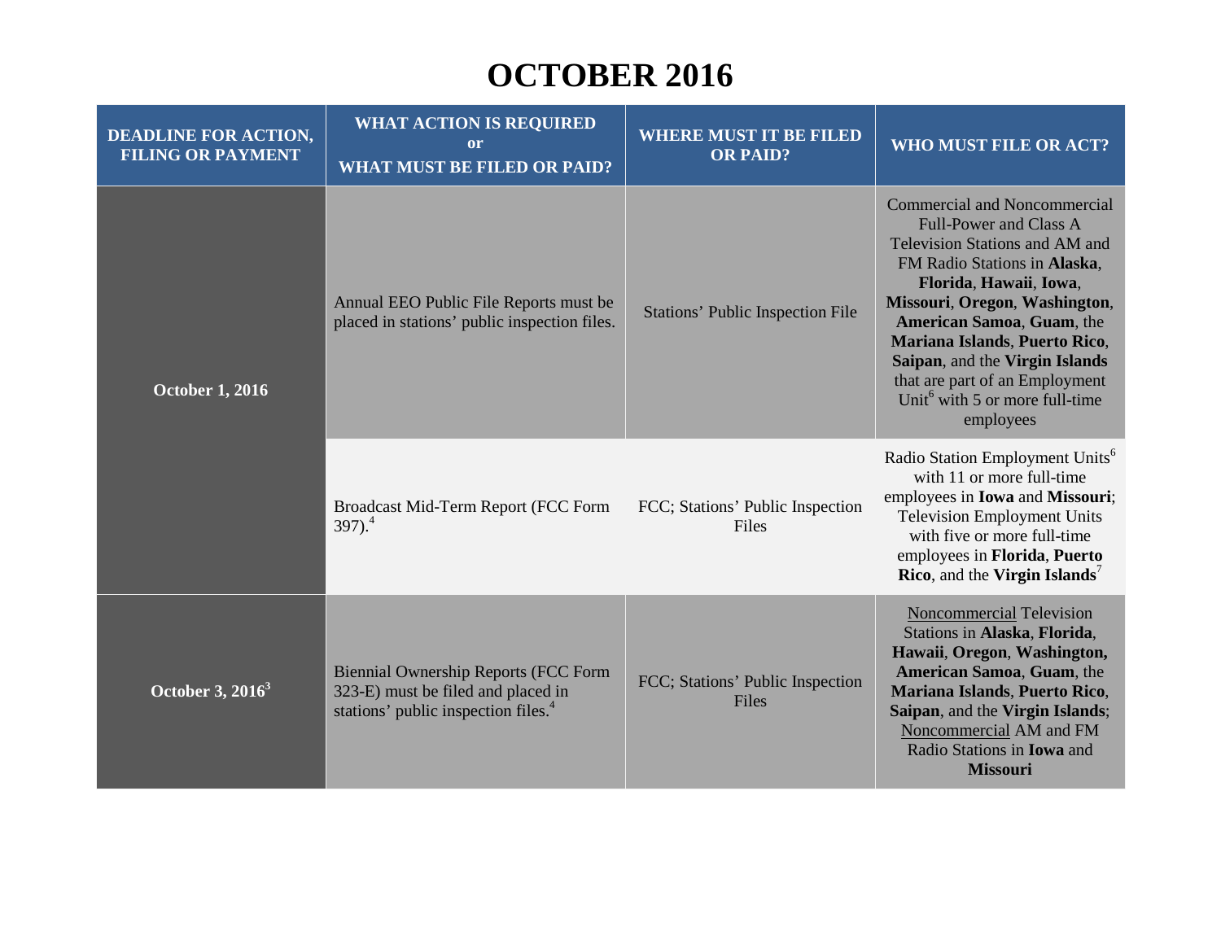# OCTOBER 2016

| DEADLINE FOR ACTION, FILING OR PAYMENT | WHAT ACTION IS REQUIRED or WHAT MUST BE FILED OR PAID? | WHERE MUST IT BE FILED OR PAID? | WHO MUST FILE OR ACT? |
|---|---|---|---|
| **October 1, 2016** | Annual EEO Public File Reports must be placed in stations' public inspection files. | Stations' Public Inspection File | Commercial and Noncommercial Full-Power and Class A Television Stations and AM and FM Radio Stations in **Alaska**, **Florida**, **Hawaii**, **Iowa**, **Missouri**, **Oregon**, **Washington**, **American Samoa**, **Guam**, the **Mariana Islands**, **Puerto Rico**, **Saipan**, and the **Virgin Islands** that are part of an Employment Unit[6] with 5 or more full-time employees |
| | Broadcast Mid-Term Report (FCC Form 397).[4] | FCC; Stations' Public Inspection Files | Radio Station Employment Units[6] with 11 or more full-time employees in **Iowa** and **Missouri**; Television Employment Units with five or more full-time employees in **Florida**, **Puerto Rico**, and the **Virgin Islands**[7] |
| **October 3, 2016**[3] | Biennial Ownership Reports (FCC Form 323-E) must be filed and placed in stations' public inspection files.[4] | FCC; Stations' Public Inspection Files | Noncommercial Television Stations in **Alaska**, **Florida**, **Hawaii**, **Oregon**, **Washington**, **American Samoa**, **Guam**, the **Mariana Islands**, **Puerto Rico**, **Saipan**, and the **Virgin Islands**; Noncommercial AM and FM Radio Stations in **Iowa** and **Missouri** |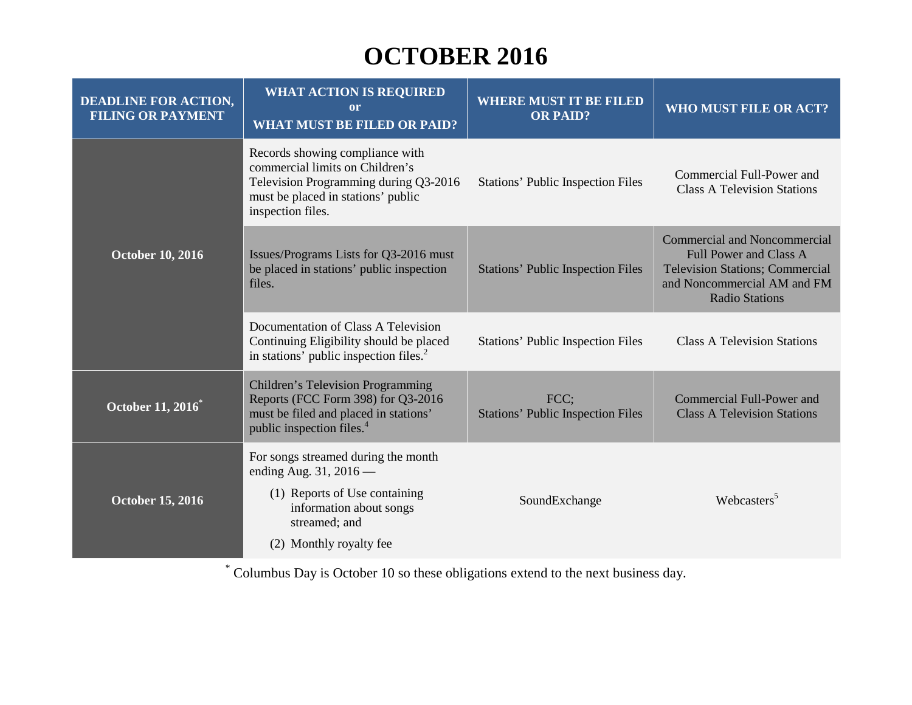# OCTOBER 2016

| DEADLINE FOR ACTION, FILING OR PAYMENT | WHAT ACTION IS REQUIRED or WHAT MUST BE FILED OR PAID? | WHERE MUST IT BE FILED OR PAID? | WHO MUST FILE OR ACT? |
|---|---|---|---|
| **October 10, 2016** | Records showing compliance with commercial limits on Children's Television Programming during Q3-2016 must be placed in stations' public inspection files. | Stations' Public Inspection Files | Commercial Full-Power and Class A Television Stations |
| | Issues/Programs Lists for Q3-2016 must be placed in stations' public inspection files. | Stations' Public Inspection Files | Commercial and Noncommercial Full Power and Class A Television Stations; Commercial and Noncommercial AM and FM Radio Stations |
| | Documentation of Class A Television Continuing Eligibility should be placed in stations' public inspection files.[2] | Stations' Public Inspection Files | Class A Television Stations |
| **October 11, 2016*** | Children's Television Programming Reports (FCC Form 398) for Q3-2016 must be filed and placed in stations' public inspection files.[4] | FCC; Stations' Public Inspection Files | Commercial Full-Power and Class A Television Stations |
| **October 15, 2016** | For songs streamed during the month ending Aug. 31, 2016 — (1) Reports of Use containing information about songs streamed; and (2) Monthly royalty fee | SoundExchange | Webcasters[5] |

* Columbus Day is October 10 so these obligations extend to the next business day.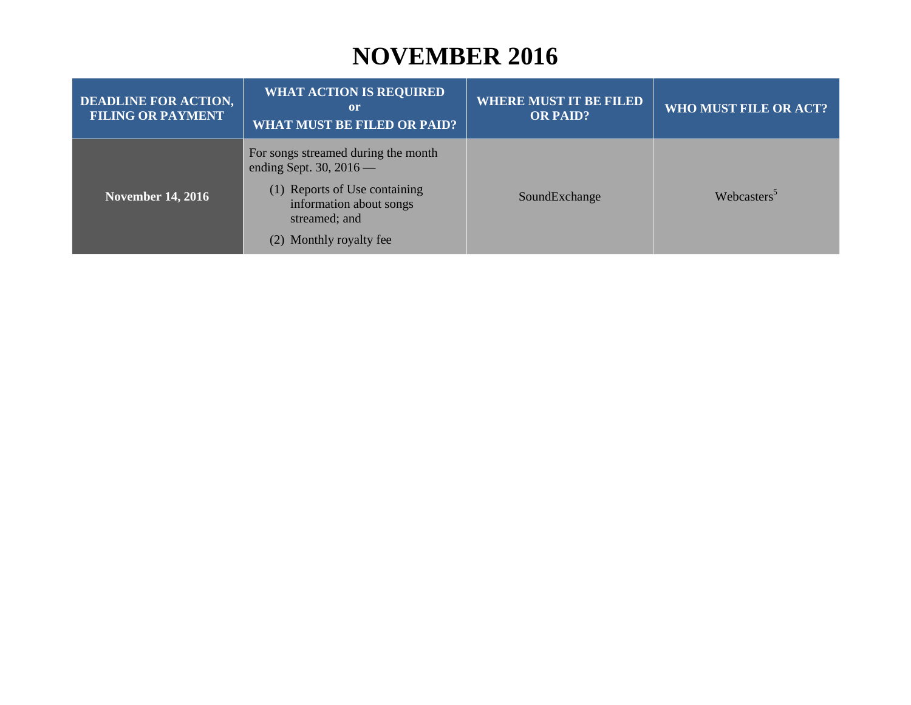# NOVEMBER 2016

| DEADLINE FOR ACTION, FILING OR PAYMENT | WHAT ACTION IS REQUIRED or WHAT MUST BE FILED OR PAID? | WHERE MUST IT BE FILED OR PAID? | WHO MUST FILE OR ACT? |
|---|---|---|---|
| **November 14, 2016** | For songs streamed during the month ending Sept. 30, 2016 — (1) Reports of Use containing information about songs streamed; and (2) Monthly royalty fee | SoundExchange | Webcasters[5] |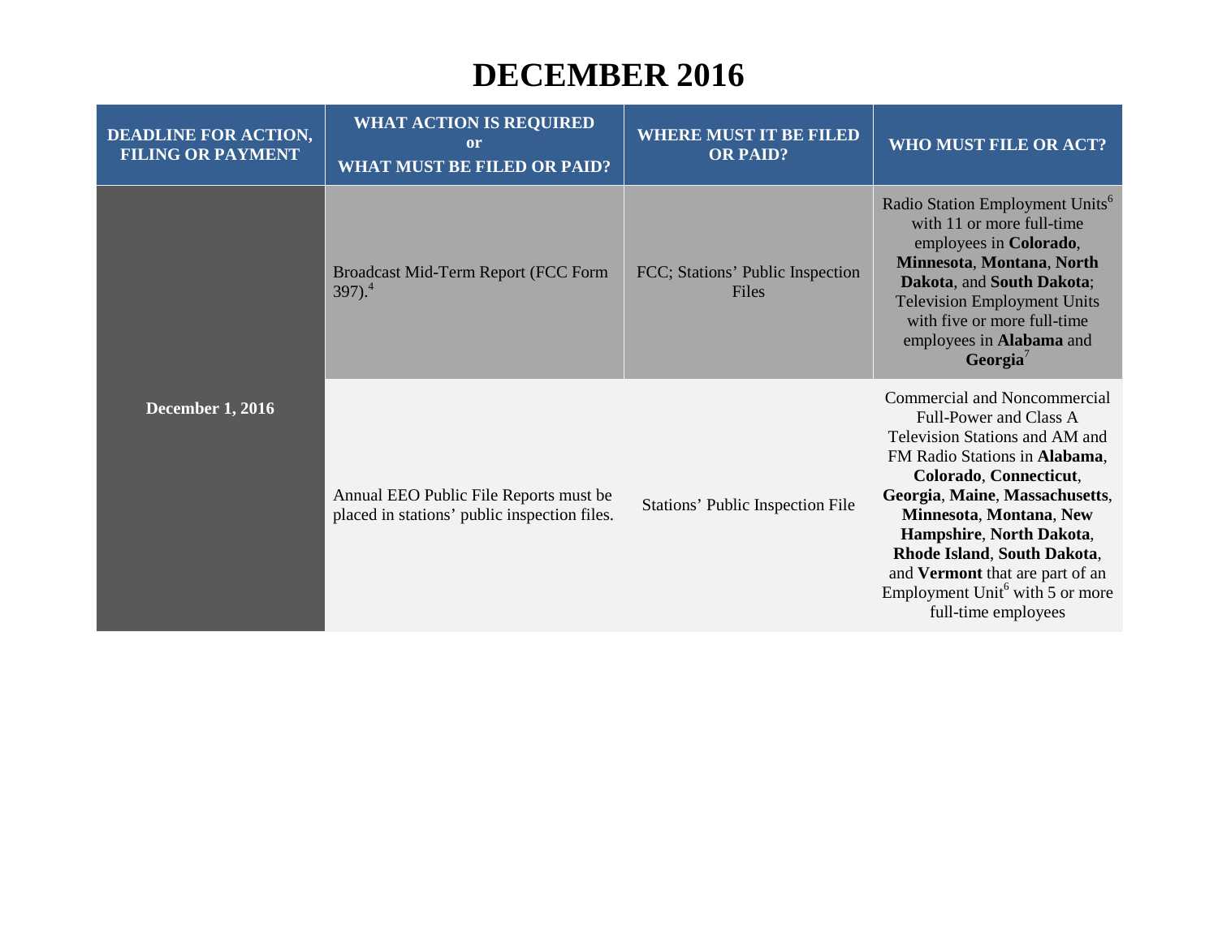# DECEMBER 2016

| DEADLINE FOR ACTION, FILING OR PAYMENT | WHAT ACTION IS REQUIRED or WHAT MUST BE FILED OR PAID? | WHERE MUST IT BE FILED OR PAID? | WHO MUST FILE OR ACT? |
|---|---|---|---|
| **December 1, 2016** | Broadcast Mid-Term Report (FCC Form 397).[4] | FCC; Stations' Public Inspection Files | Radio Station Employment Units[6] with 11 or more full-time employees in **Colorado**, **Minnesota**, **Montana**, **North Dakota**, and **South Dakota**; Television Employment Units with five or more full-time employees in **Alabama** and **Georgia**[7] |
| | Annual EEO Public File Reports must be placed in stations' public inspection files. | Stations' Public Inspection File | Commercial and Noncommercial Full-Power and Class A Television Stations and AM and FM Radio Stations in **Alabama**, **Colorado**, **Connecticut**, **Georgia**, **Maine**, **Massachusetts**, **Minnesota**, **Montana**, **New Hampshire**, **North Dakota**, **Rhode Island**, **South Dakota**, and **Vermont** that are part of an Employment Unit[6] with 5 or more full-time employees |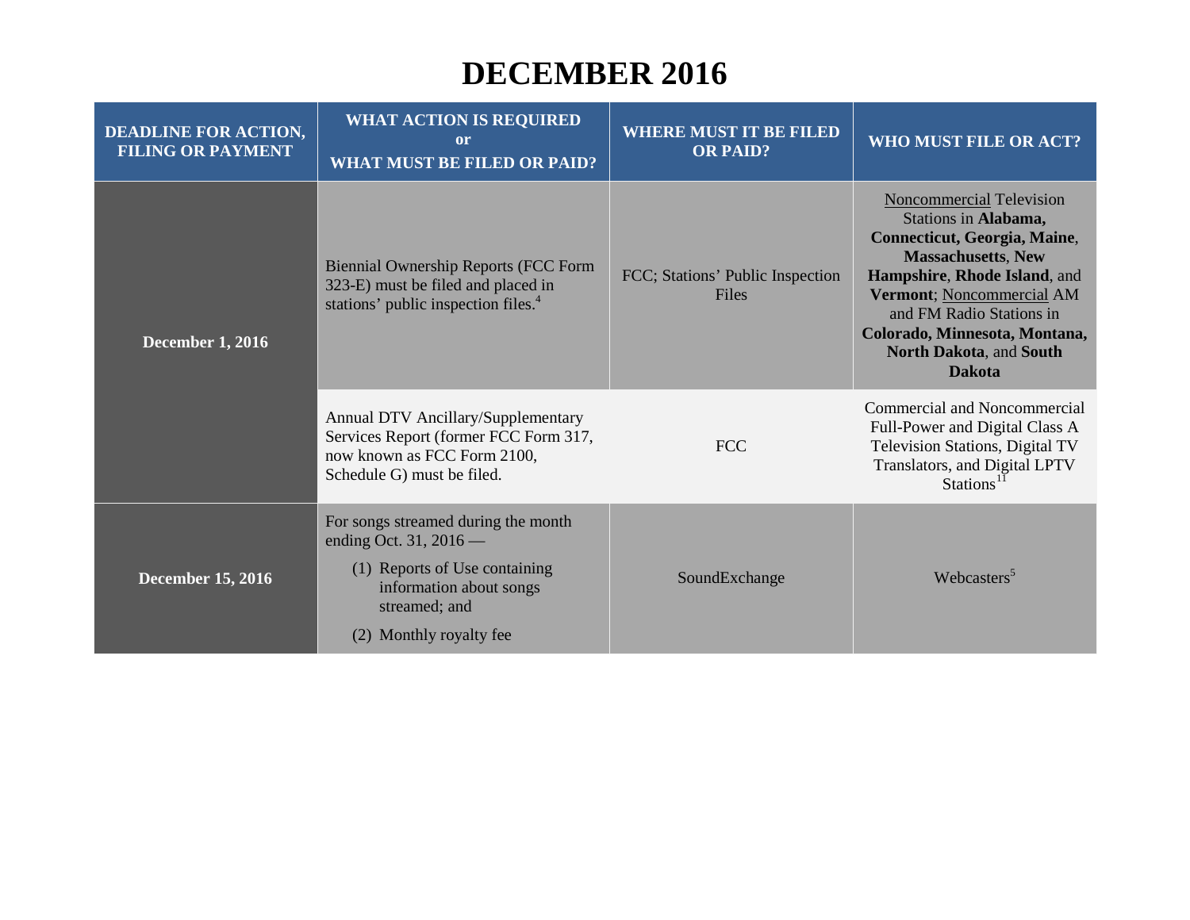# DECEMBER 2016

| DEADLINE FOR ACTION, FILING OR PAYMENT | WHAT ACTION IS REQUIRED or WHAT MUST BE FILED OR PAID? | WHERE MUST IT BE FILED OR PAID? | WHO MUST FILE OR ACT? |
|---|---|---|---|
| **December 1, 2016** | Biennial Ownership Reports (FCC Form 323-E) must be filed and placed in stations' public inspection files.[4] | FCC; Stations' Public Inspection Files | Noncommercial Television Stations in **Alabama, Connecticut, Georgia, Maine**, **Massachusetts**, **New Hampshire**, **Rhode Island**, and **Vermont**; Noncommercial AM and FM Radio Stations in **Colorado, Minnesota, Montana, North Dakota**, and **South Dakota** |
| | Annual DTV Ancillary/Supplementary Services Report (former FCC Form 317, now known as FCC Form 2100, Schedule G) must be filed. | FCC | Commercial and Noncommercial Full-Power and Digital Class A Television Stations, Digital TV Translators, and Digital LPTV Stations[11] |
| **December 15, 2016** | For songs streamed during the month ending Oct. 31, 2016 — (1) Reports of Use containing information about songs streamed; and (2) Monthly royalty fee | SoundExchange | Webcasters[5] |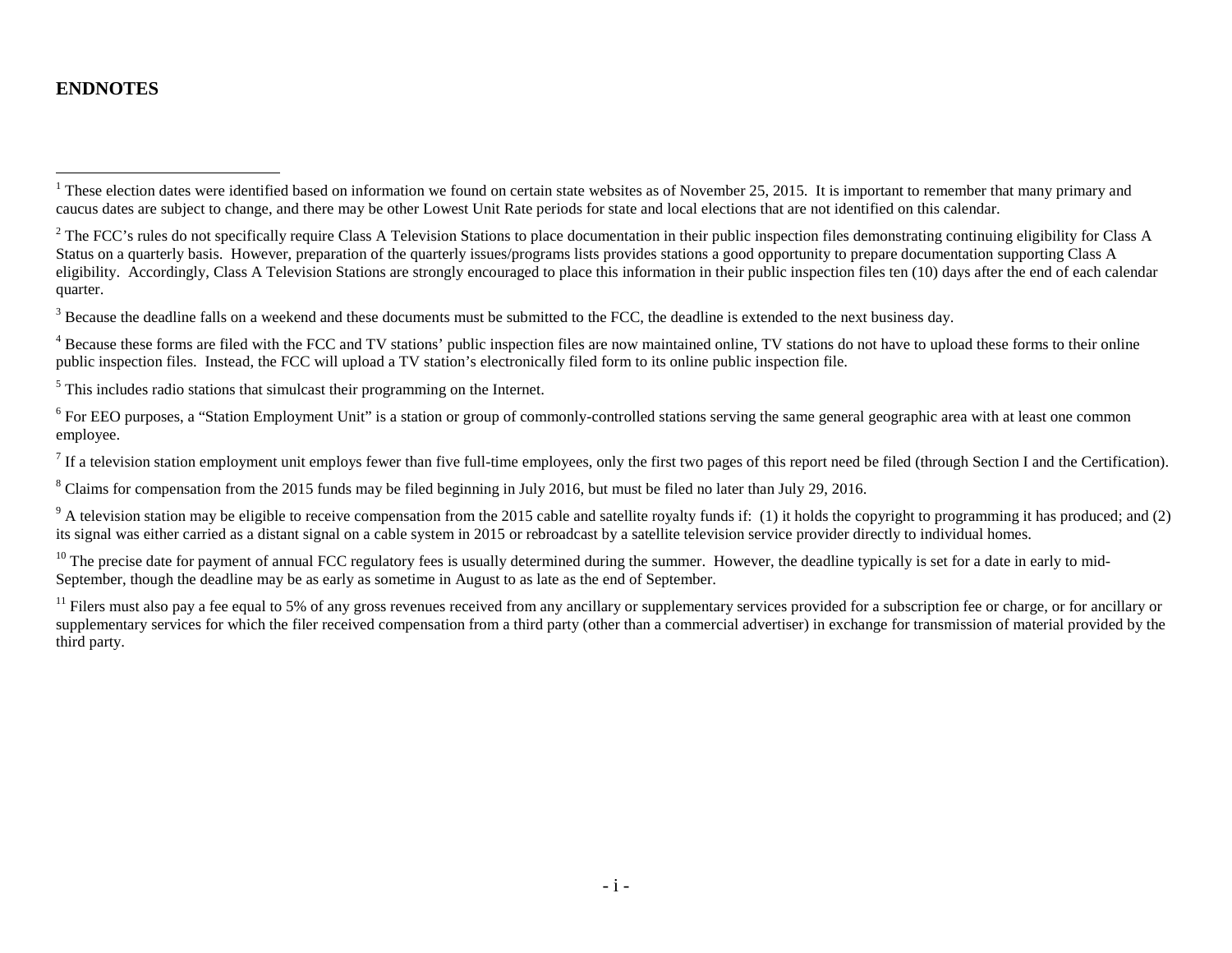**ENDNOTES**

[1] These election dates were identified based on information we found on certain state websites as of November 25, 2015. It is important to remember that many primary and caucus dates are subject to change, and there may be other Lowest Unit Rate periods for state and local elections that are not identified on this calendar.

[2] The FCC's rules do not specifically require Class A Television Stations to place documentation in their public inspection files demonstrating continuing eligibility for Class A Status on a quarterly basis. However, preparation of the quarterly issues/programs lists provides stations a good opportunity to prepare documentation supporting Class A eligibility. Accordingly, Class A Television Stations are strongly encouraged to place this information in their public inspection files ten (10) days after the end of each calendar quarter.

[3] Because the deadline falls on a weekend and these documents must be submitted to the FCC, the deadline is extended to the next business day.

[4] Because these forms are filed with the FCC and TV stations' public inspection files are now maintained online, TV stations do not have to upload these forms to their online public inspection files. Instead, the FCC will upload a TV station's electronically filed form to its online public inspection file.

[5] This includes radio stations that simulcast their programming on the Internet.

[6] For EEO purposes, a "Station Employment Unit" is a station or group of commonly-controlled stations serving the same general geographic area with at least one common employee.

[7] If a television station employment unit employs fewer than five full-time employees, only the first two pages of this report need be filed (through Section I and the Certification).

[8] Claims for compensation from the 2015 funds may be filed beginning in July 2016, but must be filed no later than July 29, 2016.

[9] A television station may be eligible to receive compensation from the 2015 cable and satellite royalty funds if: (1) it holds the copyright to programming it has produced; and (2) its signal was either carried as a distant signal on a cable system in 2015 or rebroadcast by a satellite television service provider directly to individual homes.

[10] The precise date for payment of annual FCC regulatory fees is usually determined during the summer. However, the deadline typically is set for a date in early to mid-September, though the deadline may be as early as sometime in August to as late as the end of September.

[11] Filers must also pay a fee equal to 5% of any gross revenues received from any ancillary or supplementary services provided for a subscription fee or charge, or for ancillary or supplementary services for which the filer received compensation from a third party (other than a commercial advertiser) in exchange for transmission of material provided by the third party.